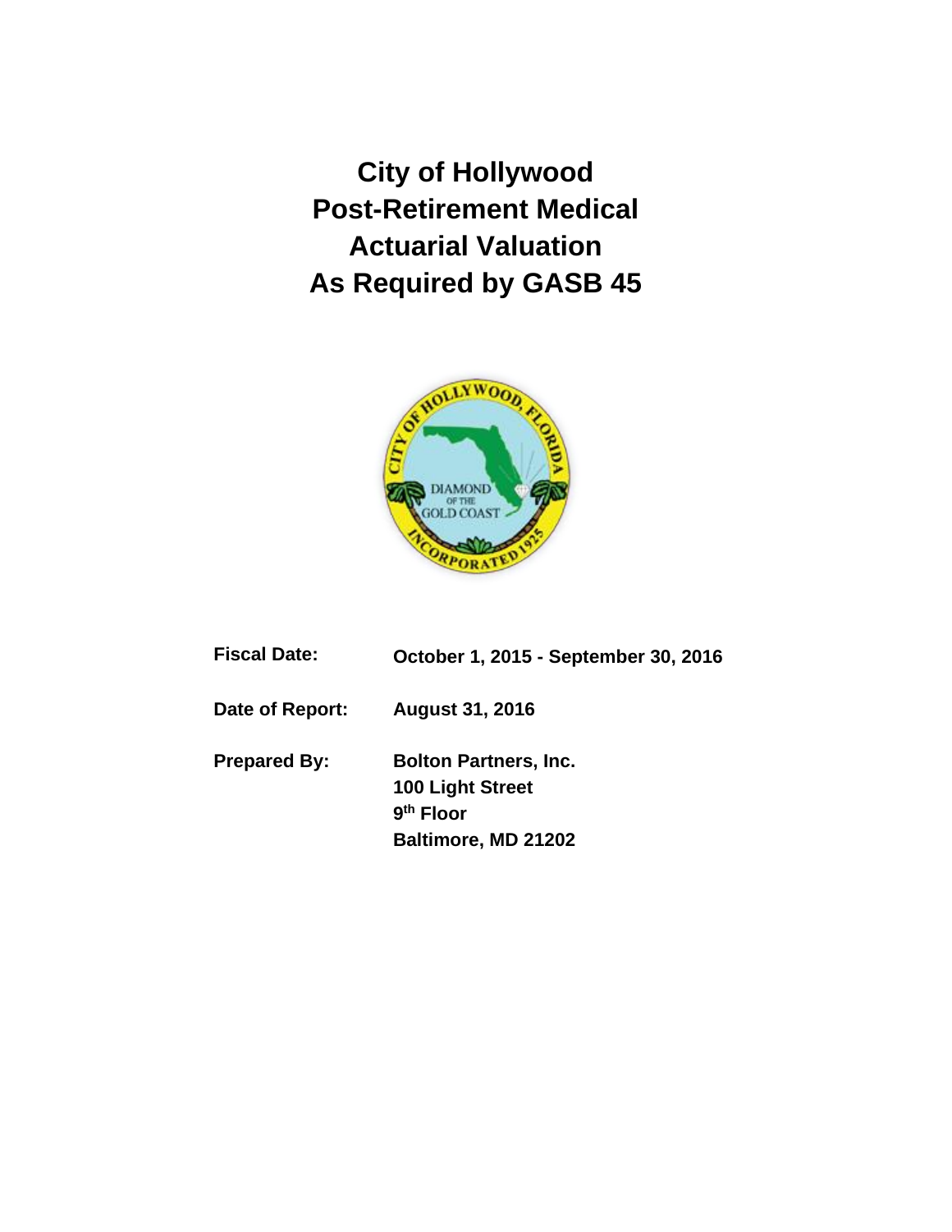# City of Hollywood
# Post-Retirement Medical
# Actuarial Valuation
# As Required by GASB 45

**Fiscal Date:** October 1, 2015 - September 30, 2016

**Date of Report:** August 31, 2016

**Prepared By:** Bolton Partners, Inc.
100 Light Street
9th Floor
Baltimore, MD 21202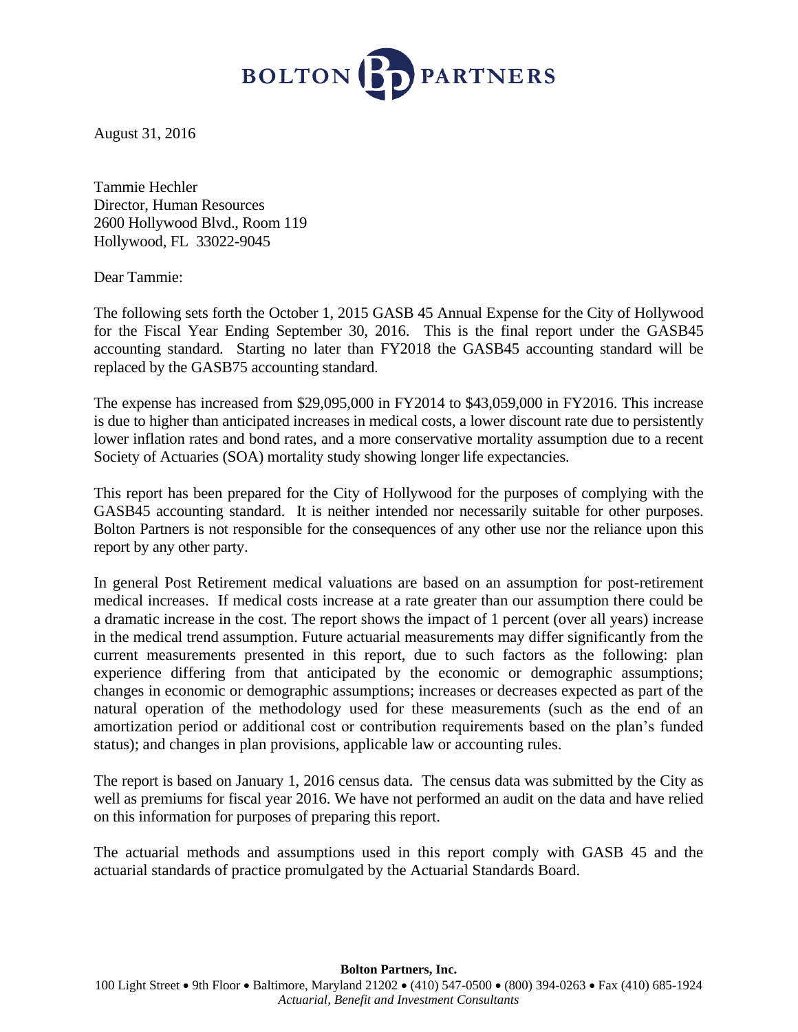**BOLTON PARTNERS**

August 31, 2016

Tammie Hechler
Director, Human Resources
2600 Hollywood Blvd., Room 119
Hollywood, FL 33022-9045

Dear Tammie:

The following sets forth the October 1, 2015 GASB 45 Annual Expense for the City of Hollywood for the Fiscal Year Ending September 30, 2016. This is the final report under the GASB45 accounting standard. Starting no later than FY2018 the GASB45 accounting standard will be replaced by the GASB75 accounting standard.

The expense has increased from $29,095,000 in FY2014 to $43,059,000 in FY2016. This increase is due to higher than anticipated increases in medical costs, a lower discount rate due to persistently lower inflation rates and bond rates, and a more conservative mortality assumption due to a recent Society of Actuaries (SOA) mortality study showing longer life expectancies.

This report has been prepared for the City of Hollywood for the purposes of complying with the GASB45 accounting standard. It is neither intended nor necessarily suitable for other purposes. Bolton Partners is not responsible for the consequences of any other use nor the reliance upon this report by any other party.

In general Post Retirement medical valuations are based on an assumption for post-retirement medical increases. If medical costs increase at a rate greater than our assumption there could be a dramatic increase in the cost. The report shows the impact of 1 percent (over all years) increase in the medical trend assumption. Future actuarial measurements may differ significantly from the current measurements presented in this report, due to such factors as the following: plan experience differing from that anticipated by the economic or demographic assumptions; changes in economic or demographic assumptions; increases or decreases expected as part of the natural operation of the methodology used for these measurements (such as the end of an amortization period or additional cost or contribution requirements based on the plan's funded status); and changes in plan provisions, applicable law or accounting rules.

The report is based on January 1, 2016 census data. The census data was submitted by the City as well as premiums for fiscal year 2016. We have not performed an audit on the data and have relied on this information for purposes of preparing this report.

The actuarial methods and assumptions used in this report comply with GASB 45 and the actuarial standards of practice promulgated by the Actuarial Standards Board.

**Bolton Partners, Inc.**
100 Light Street • 9th Floor • Baltimore, Maryland 21202 • (410) 547-0500 • (800) 394-0263 • Fax (410) 685-1924
*Actuarial, Benefit and Investment Consultants*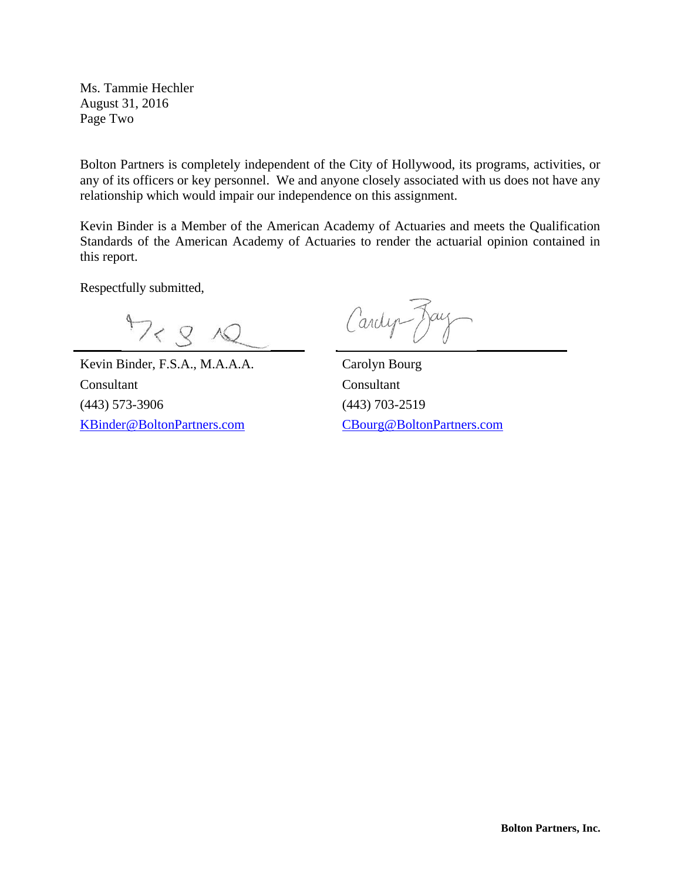Ms. Tammie Hechler
August 31, 2016
Page Two

Bolton Partners is completely independent of the City of Hollywood, its programs, activities, or any of its officers or key personnel. We and anyone closely associated with us does not have any relationship which would impair our independence on this assignment.

Kevin Binder is a Member of the American Academy of Actuaries and meets the Qualification Standards of the American Academy of Actuaries to render the actuarial opinion contained in this report.

Respectfully submitted,

Kevin Binder, F.S.A., M.A.A.A.
Consultant
(443) 573-3906
KBinder@BoltonPartners.com

Carolyn Bourg
Consultant
(443) 703-2519
CBourg@BoltonPartners.com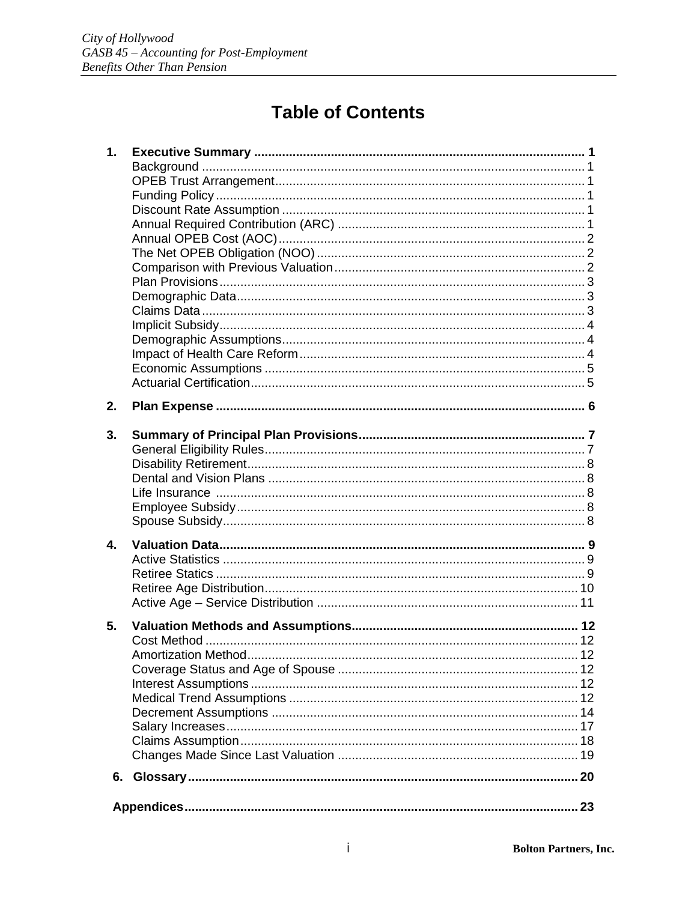# Table of Contents

**1. Executive Summary ..... 1**

- Background ..... 1
- OPEB Trust Arrangement ..... 1
- Funding Policy ..... 1
- Discount Rate Assumption ..... 1
- Annual Required Contribution (ARC) ..... 1
- Annual OPEB Cost (AOC) ..... 2
- The Net OPEB Obligation (NOO) ..... 2
- Comparison with Previous Valuation ..... 2
- Plan Provisions ..... 3
- Demographic Data ..... 3
- Claims Data ..... 3
- Implicit Subsidy ..... 4
- Demographic Assumptions ..... 4
- Impact of Health Care Reform ..... 4
- Economic Assumptions ..... 5
- Actuarial Certification ..... 5

**2. Plan Expense ..... 6**

**3. Summary of Principal Plan Provisions ..... 7**

- General Eligibility Rules ..... 7
- Disability Retirement ..... 8
- Dental and Vision Plans ..... 8
- Life Insurance ..... 8
- Employee Subsidy ..... 8
- Spouse Subsidy ..... 8

**4. Valuation Data ..... 9**

- Active Statistics ..... 9
- Retiree Statics ..... 9
- Retiree Age Distribution ..... 10
- Active Age – Service Distribution ..... 11

**5. Valuation Methods and Assumptions ..... 12**

- Cost Method ..... 12
- Amortization Method ..... 12
- Coverage Status and Age of Spouse ..... 12
- Interest Assumptions ..... 12
- Medical Trend Assumptions ..... 12
- Decrement Assumptions ..... 14
- Salary Increases ..... 17
- Claims Assumption ..... 18
- Changes Made Since Last Valuation ..... 19

**6. Glossary ..... 20**

**Appendices ..... 23**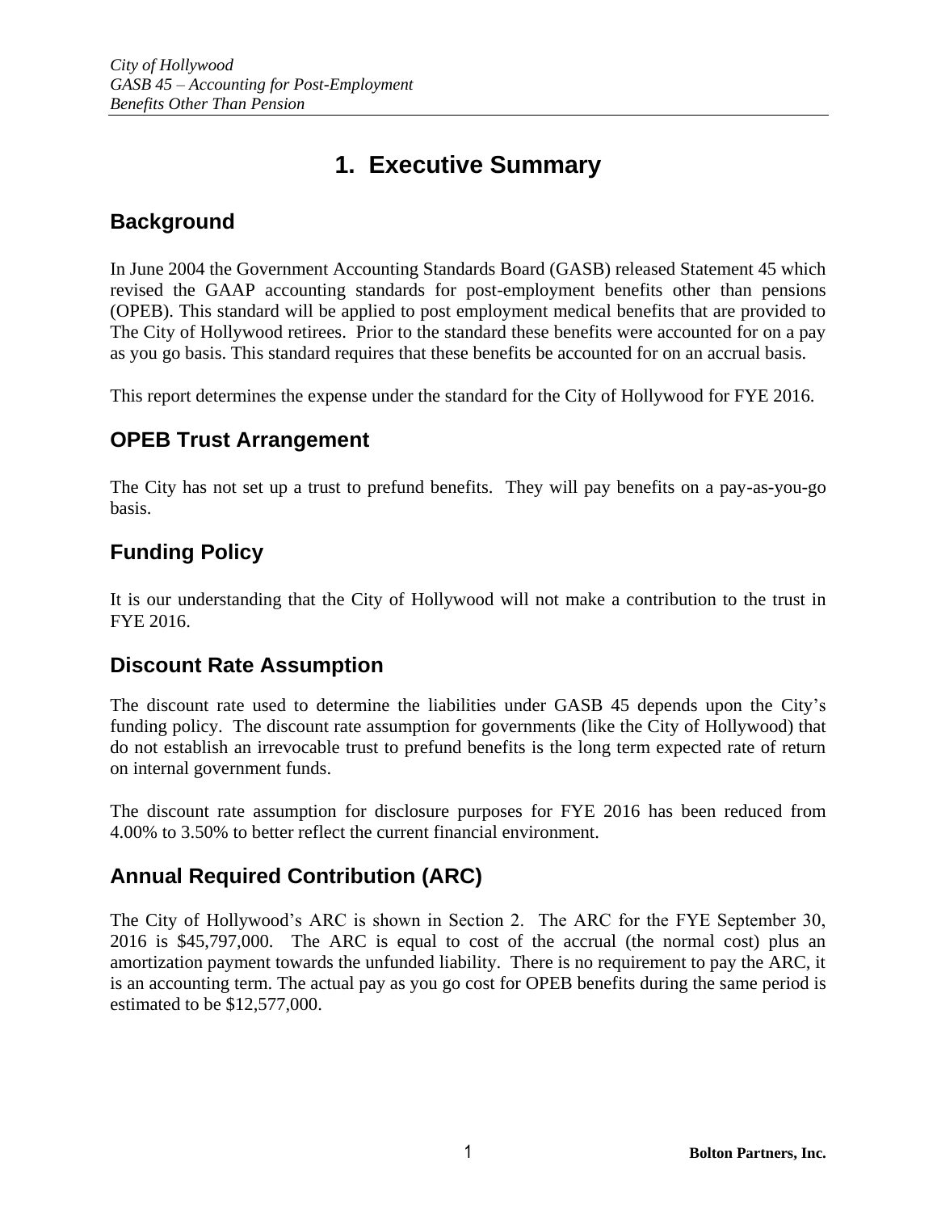# 1. Executive Summary

## Background

In June 2004 the Government Accounting Standards Board (GASB) released Statement 45 which revised the GAAP accounting standards for post-employment benefits other than pensions (OPEB). This standard will be applied to post employment medical benefits that are provided to The City of Hollywood retirees. Prior to the standard these benefits were accounted for on a pay as you go basis. This standard requires that these benefits be accounted for on an accrual basis.

This report determines the expense under the standard for the City of Hollywood for FYE 2016.

## OPEB Trust Arrangement

The City has not set up a trust to prefund benefits. They will pay benefits on a pay-as-you-go basis.

## Funding Policy

It is our understanding that the City of Hollywood will not make a contribution to the trust in FYE 2016.

## Discount Rate Assumption

The discount rate used to determine the liabilities under GASB 45 depends upon the City's funding policy. The discount rate assumption for governments (like the City of Hollywood) that do not establish an irrevocable trust to prefund benefits is the long term expected rate of return on internal government funds.

The discount rate assumption for disclosure purposes for FYE 2016 has been reduced from 4.00% to 3.50% to better reflect the current financial environment.

## Annual Required Contribution (ARC)

The City of Hollywood's ARC is shown in Section 2. The ARC for the FYE September 30, 2016 is $45,797,000. The ARC is equal to cost of the accrual (the normal cost) plus an amortization payment towards the unfunded liability. There is no requirement to pay the ARC, it is an accounting term. The actual pay as you go cost for OPEB benefits during the same period is estimated to be $12,577,000.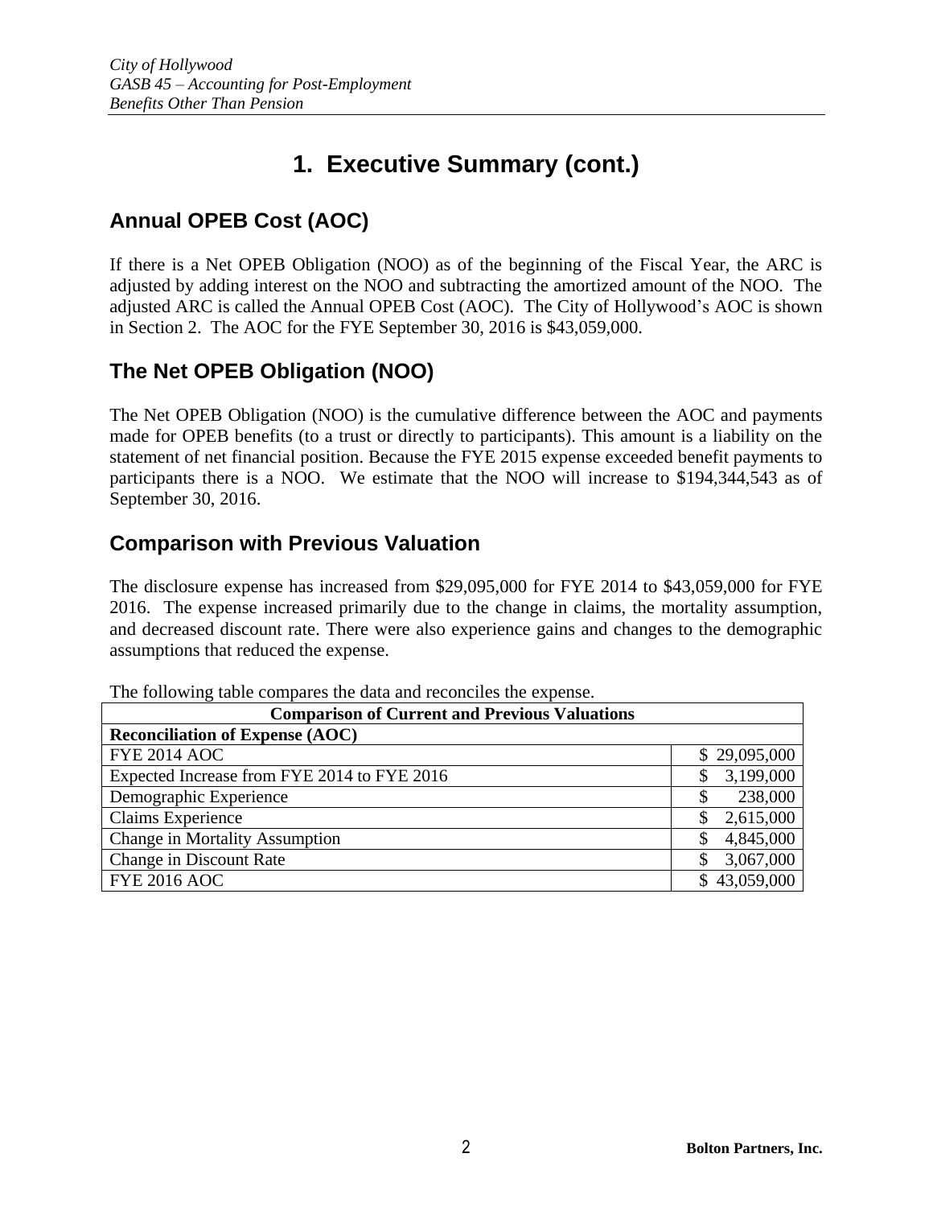# 1. Executive Summary (cont.)

## Annual OPEB Cost (AOC)

If there is a Net OPEB Obligation (NOO) as of the beginning of the Fiscal Year, the ARC is adjusted by adding interest on the NOO and subtracting the amortized amount of the NOO. The adjusted ARC is called the Annual OPEB Cost (AOC). The City of Hollywood's AOC is shown in Section 2. The AOC for the FYE September 30, 2016 is $43,059,000.

## The Net OPEB Obligation (NOO)

The Net OPEB Obligation (NOO) is the cumulative difference between the AOC and payments made for OPEB benefits (to a trust or directly to participants). This amount is a liability on the statement of net financial position. Because the FYE 2015 expense exceeded benefit payments to participants there is a NOO. We estimate that the NOO will increase to $194,344,543 as of September 30, 2016.

## Comparison with Previous Valuation

The disclosure expense has increased from $29,095,000 for FYE 2014 to $43,059,000 for FYE 2016. The expense increased primarily due to the change in claims, the mortality assumption, and decreased discount rate. There were also experience gains and changes to the demographic assumptions that reduced the expense.

The following table compares the data and reconciles the expense.

| **Comparison of Current and Previous Valuations** | |
|---|---|
| **Reconciliation of Expense (AOC)** | |
| FYE 2014 AOC | $ 29,095,000 |
| Expected Increase from FYE 2014 to FYE 2016 | $ 3,199,000 |
| Demographic Experience | $ 238,000 |
| Claims Experience | $ 2,615,000 |
| Change in Mortality Assumption | $ 4,845,000 |
| Change in Discount Rate | $ 3,067,000 |
| FYE 2016 AOC | $ 43,059,000 |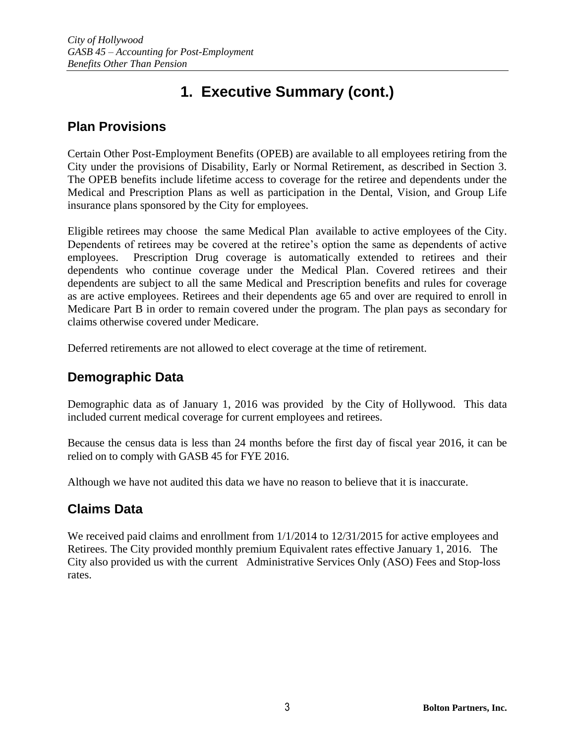# 1. Executive Summary (cont.)

## Plan Provisions

Certain Other Post-Employment Benefits (OPEB) are available to all employees retiring from the City under the provisions of Disability, Early or Normal Retirement, as described in Section 3. The OPEB benefits include lifetime access to coverage for the retiree and dependents under the Medical and Prescription Plans as well as participation in the Dental, Vision, and Group Life insurance plans sponsored by the City for employees.

Eligible retirees may choose the same Medical Plan available to active employees of the City. Dependents of retirees may be covered at the retiree's option the same as dependents of active employees. Prescription Drug coverage is automatically extended to retirees and their dependents who continue coverage under the Medical Plan. Covered retirees and their dependents are subject to all the same Medical and Prescription benefits and rules for coverage as are active employees. Retirees and their dependents age 65 and over are required to enroll in Medicare Part B in order to remain covered under the program. The plan pays as secondary for claims otherwise covered under Medicare.

Deferred retirements are not allowed to elect coverage at the time of retirement.

## Demographic Data

Demographic data as of January 1, 2016 was provided by the City of Hollywood. This data included current medical coverage for current employees and retirees.

Because the census data is less than 24 months before the first day of fiscal year 2016, it can be relied on to comply with GASB 45 for FYE 2016.

Although we have not audited this data we have no reason to believe that it is inaccurate.

## Claims Data

We received paid claims and enrollment from 1/1/2014 to 12/31/2015 for active employees and Retirees. The City provided monthly premium Equivalent rates effective January 1, 2016. The City also provided us with the current Administrative Services Only (ASO) Fees and Stop-loss rates.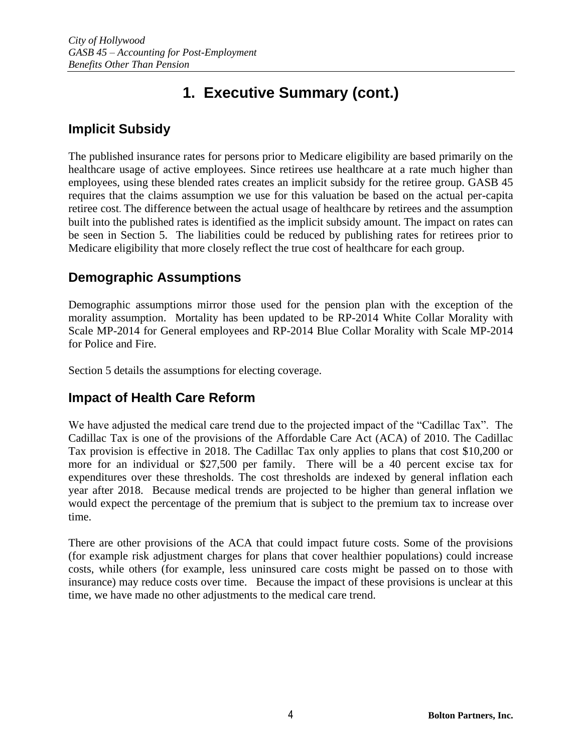# 1. Executive Summary (cont.)

## Implicit Subsidy

The published insurance rates for persons prior to Medicare eligibility are based primarily on the healthcare usage of active employees. Since retirees use healthcare at a rate much higher than employees, using these blended rates creates an implicit subsidy for the retiree group. GASB 45 requires that the claims assumption we use for this valuation be based on the actual per-capita retiree cost. The difference between the actual usage of healthcare by retirees and the assumption built into the published rates is identified as the implicit subsidy amount. The impact on rates can be seen in Section 5. The liabilities could be reduced by publishing rates for retirees prior to Medicare eligibility that more closely reflect the true cost of healthcare for each group.

## Demographic Assumptions

Demographic assumptions mirror those used for the pension plan with the exception of the morality assumption. Mortality has been updated to be RP-2014 White Collar Morality with Scale MP-2014 for General employees and RP-2014 Blue Collar Morality with Scale MP-2014 for Police and Fire.

Section 5 details the assumptions for electing coverage.

## Impact of Health Care Reform

We have adjusted the medical care trend due to the projected impact of the "Cadillac Tax". The Cadillac Tax is one of the provisions of the Affordable Care Act (ACA) of 2010. The Cadillac Tax provision is effective in 2018. The Cadillac Tax only applies to plans that cost $10,200 or more for an individual or $27,500 per family. There will be a 40 percent excise tax for expenditures over these thresholds. The cost thresholds are indexed by general inflation each year after 2018. Because medical trends are projected to be higher than general inflation we would expect the percentage of the premium that is subject to the premium tax to increase over time.

There are other provisions of the ACA that could impact future costs. Some of the provisions (for example risk adjustment charges for plans that cover healthier populations) could increase costs, while others (for example, less uninsured care costs might be passed on to those with insurance) may reduce costs over time. Because the impact of these provisions is unclear at this time, we have made no other adjustments to the medical care trend.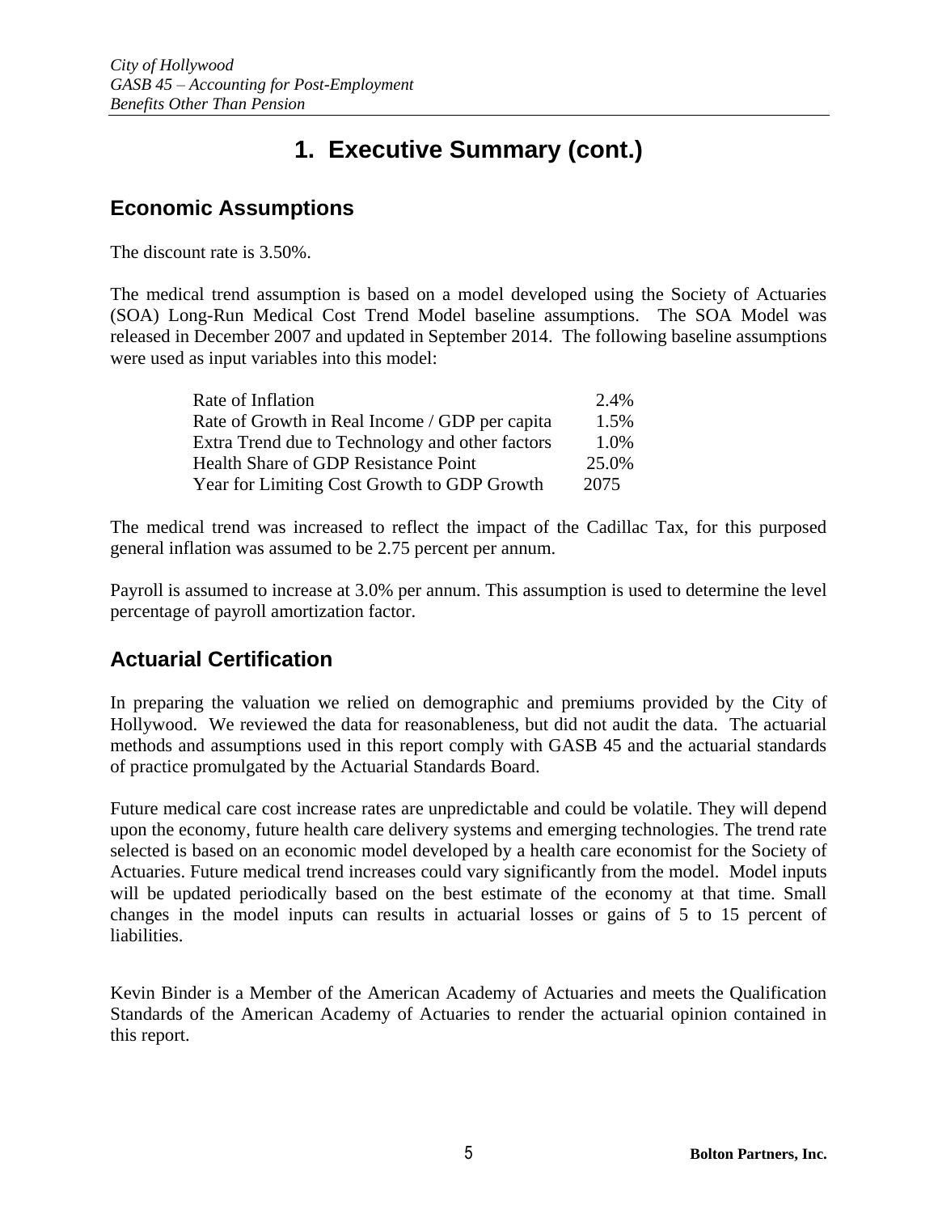# 1. Executive Summary (cont.)

## Economic Assumptions

The discount rate is 3.50%.

The medical trend assumption is based on a model developed using the Society of Actuaries (SOA) Long-Run Medical Cost Trend Model baseline assumptions. The SOA Model was released in December 2007 and updated in September 2014. The following baseline assumptions were used as input variables into this model:

| | |
|---|---|
| Rate of Inflation | 2.4% |
| Rate of Growth in Real Income / GDP per capita | 1.5% |
| Extra Trend due to Technology and other factors | 1.0% |
| Health Share of GDP Resistance Point | 25.0% |
| Year for Limiting Cost Growth to GDP Growth | 2075 |

The medical trend was increased to reflect the impact of the Cadillac Tax, for this purposed general inflation was assumed to be 2.75 percent per annum.

Payroll is assumed to increase at 3.0% per annum. This assumption is used to determine the level percentage of payroll amortization factor.

## Actuarial Certification

In preparing the valuation we relied on demographic and premiums provided by the City of Hollywood. We reviewed the data for reasonableness, but did not audit the data. The actuarial methods and assumptions used in this report comply with GASB 45 and the actuarial standards of practice promulgated by the Actuarial Standards Board.

Future medical care cost increase rates are unpredictable and could be volatile. They will depend upon the economy, future health care delivery systems and emerging technologies. The trend rate selected is based on an economic model developed by a health care economist for the Society of Actuaries. Future medical trend increases could vary significantly from the model. Model inputs will be updated periodically based on the best estimate of the economy at that time. Small changes in the model inputs can results in actuarial losses or gains of 5 to 15 percent of liabilities.

Kevin Binder is a Member of the American Academy of Actuaries and meets the Qualification Standards of the American Academy of Actuaries to render the actuarial opinion contained in this report.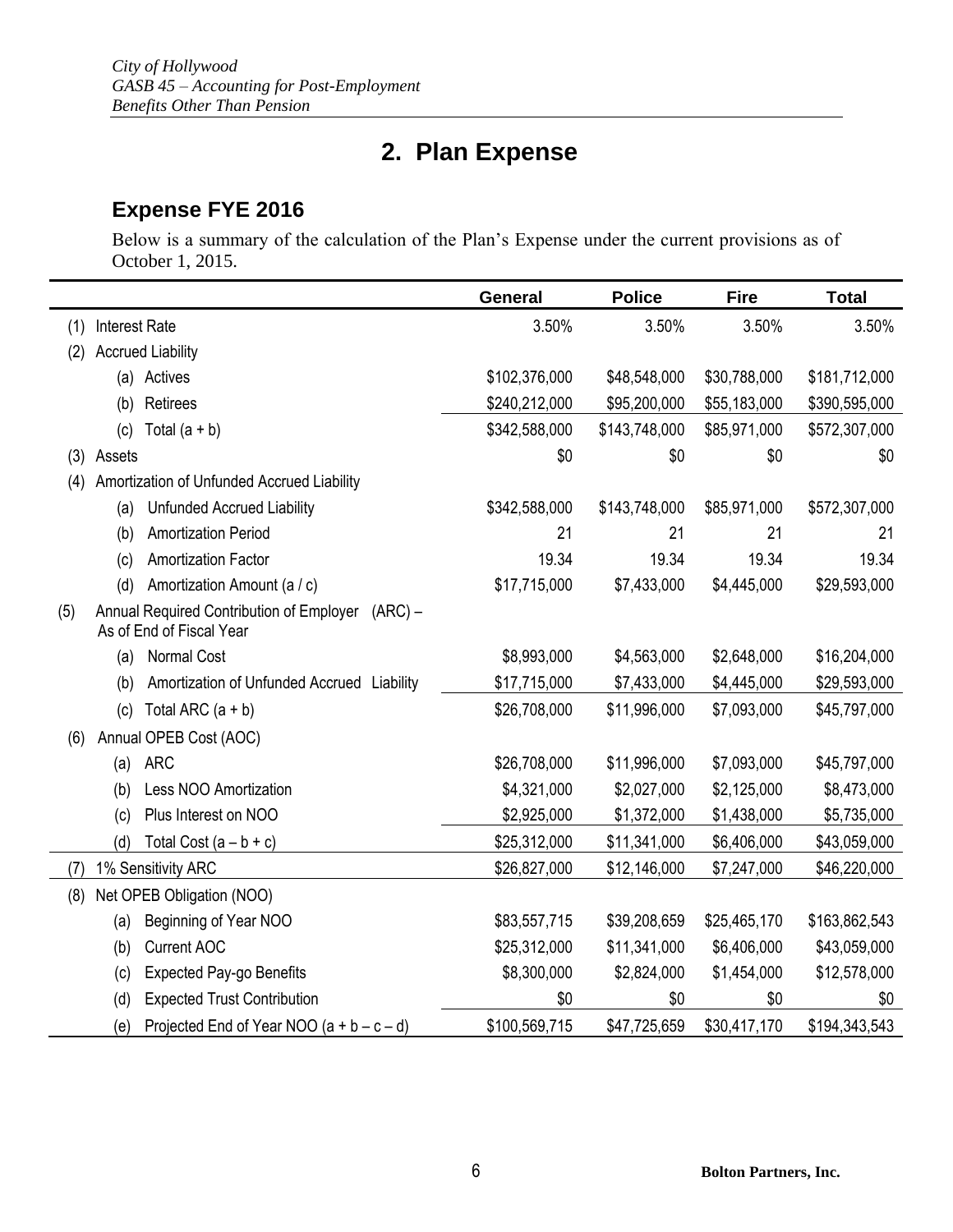# 2. Plan Expense

## Expense FYE 2016

Below is a summary of the calculation of the Plan's Expense under the current provisions as of October 1, 2015.

| | | General | Police | Fire | Total |
|---|---|---|---|---|---|
| (1) | Interest Rate | 3.50% | 3.50% | 3.50% | 3.50% |
| (2) | Accrued Liability | | | | |
| | (a) Actives | $102,376,000 | $48,548,000 | $30,788,000 | $181,712,000 |
| | (b) Retirees | $240,212,000 | $95,200,000 | $55,183,000 | $390,595,000 |
| | (c) Total (a + b) | $342,588,000 | $143,748,000 | $85,971,000 | $572,307,000 |
| (3) | Assets | $0 | $0 | $0 | $0 |
| (4) | Amortization of Unfunded Accrued Liability | | | | |
| | (a) Unfunded Accrued Liability | $342,588,000 | $143,748,000 | $85,971,000 | $572,307,000 |
| | (b) Amortization Period | 21 | 21 | 21 | 21 |
| | (c) Amortization Factor | 19.34 | 19.34 | 19.34 | 19.34 |
| | (d) Amortization Amount (a / c) | $17,715,000 | $7,433,000 | $4,445,000 | $29,593,000 |
| (5) | Annual Required Contribution of Employer (ARC) – As of End of Fiscal Year | | | | |
| | (a) Normal Cost | $8,993,000 | $4,563,000 | $2,648,000 | $16,204,000 |
| | (b) Amortization of Unfunded Accrued Liability | $17,715,000 | $7,433,000 | $4,445,000 | $29,593,000 |
| | (c) Total ARC (a + b) | $26,708,000 | $11,996,000 | $7,093,000 | $45,797,000 |
| (6) | Annual OPEB Cost (AOC) | | | | |
| | (a) ARC | $26,708,000 | $11,996,000 | $7,093,000 | $45,797,000 |
| | (b) Less NOO Amortization | $4,321,000 | $2,027,000 | $2,125,000 | $8,473,000 |
| | (c) Plus Interest on NOO | $2,925,000 | $1,372,000 | $1,438,000 | $5,735,000 |
| | (d) Total Cost (a – b + c) | $25,312,000 | $11,341,000 | $6,406,000 | $43,059,000 |
| (7) | 1% Sensitivity ARC | $26,827,000 | $12,146,000 | $7,247,000 | $46,220,000 |
| (8) | Net OPEB Obligation (NOO) | | | | |
| | (a) Beginning of Year NOO | $83,557,715 | $39,208,659 | $25,465,170 | $163,862,543 |
| | (b) Current AOC | $25,312,000 | $11,341,000 | $6,406,000 | $43,059,000 |
| | (c) Expected Pay-go Benefits | $8,300,000 | $2,824,000 | $1,454,000 | $12,578,000 |
| | (d) Expected Trust Contribution | $0 | $0 | $0 | $0 |
| | (e) Projected End of Year NOO (a + b – c – d) | $100,569,715 | $47,725,659 | $30,417,170 | $194,343,543 |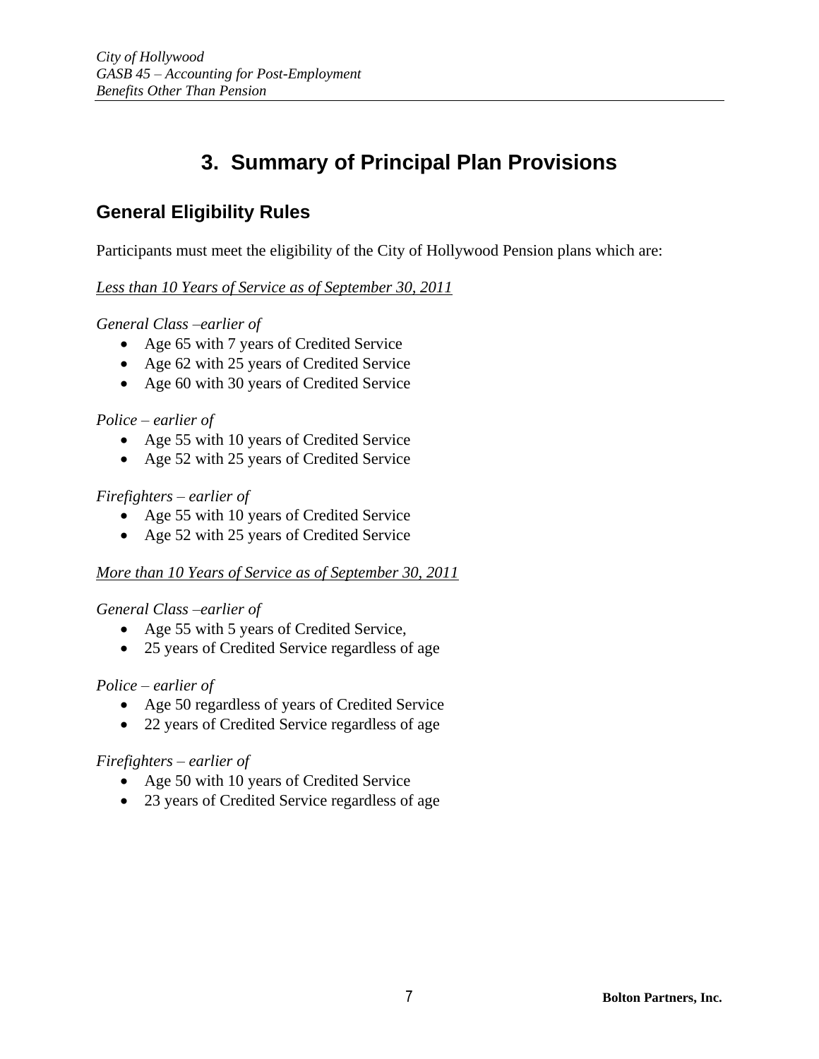# 3. Summary of Principal Plan Provisions

## General Eligibility Rules

Participants must meet the eligibility of the City of Hollywood Pension plans which are:

*Less than 10 Years of Service as of September 30, 2011*

*General Class –earlier of*

- Age 65 with 7 years of Credited Service
- Age 62 with 25 years of Credited Service
- Age 60 with 30 years of Credited Service

*Police – earlier of*

- Age 55 with 10 years of Credited Service
- Age 52 with 25 years of Credited Service

*Firefighters – earlier of*

- Age 55 with 10 years of Credited Service
- Age 52 with 25 years of Credited Service

*More than 10 Years of Service as of September 30, 2011*

*General Class –earlier of*

- Age 55 with 5 years of Credited Service,
- 25 years of Credited Service regardless of age

*Police – earlier of*

- Age 50 regardless of years of Credited Service
- 22 years of Credited Service regardless of age

*Firefighters – earlier of*

- Age 50 with 10 years of Credited Service
- 23 years of Credited Service regardless of age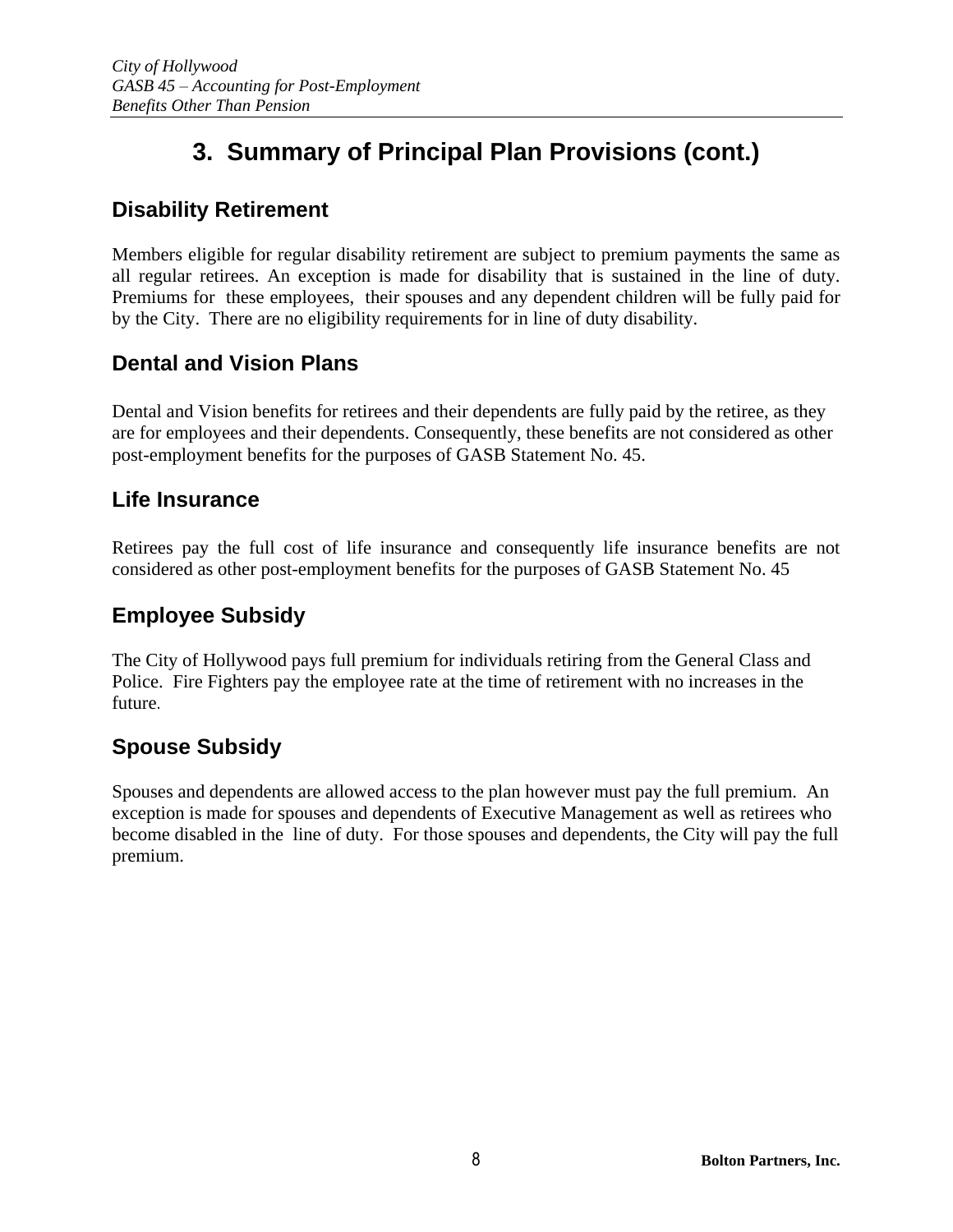# 3. Summary of Principal Plan Provisions (cont.)

## Disability Retirement

Members eligible for regular disability retirement are subject to premium payments the same as all regular retirees. An exception is made for disability that is sustained in the line of duty. Premiums for these employees, their spouses and any dependent children will be fully paid for by the City. There are no eligibility requirements for in line of duty disability.

## Dental and Vision Plans

Dental and Vision benefits for retirees and their dependents are fully paid by the retiree, as they are for employees and their dependents. Consequently, these benefits are not considered as other post-employment benefits for the purposes of GASB Statement No. 45.

## Life Insurance

Retirees pay the full cost of life insurance and consequently life insurance benefits are not considered as other post-employment benefits for the purposes of GASB Statement No. 45

## Employee Subsidy

The City of Hollywood pays full premium for individuals retiring from the General Class and Police. Fire Fighters pay the employee rate at the time of retirement with no increases in the future.

## Spouse Subsidy

Spouses and dependents are allowed access to the plan however must pay the full premium. An exception is made for spouses and dependents of Executive Management as well as retirees who become disabled in the line of duty. For those spouses and dependents, the City will pay the full premium.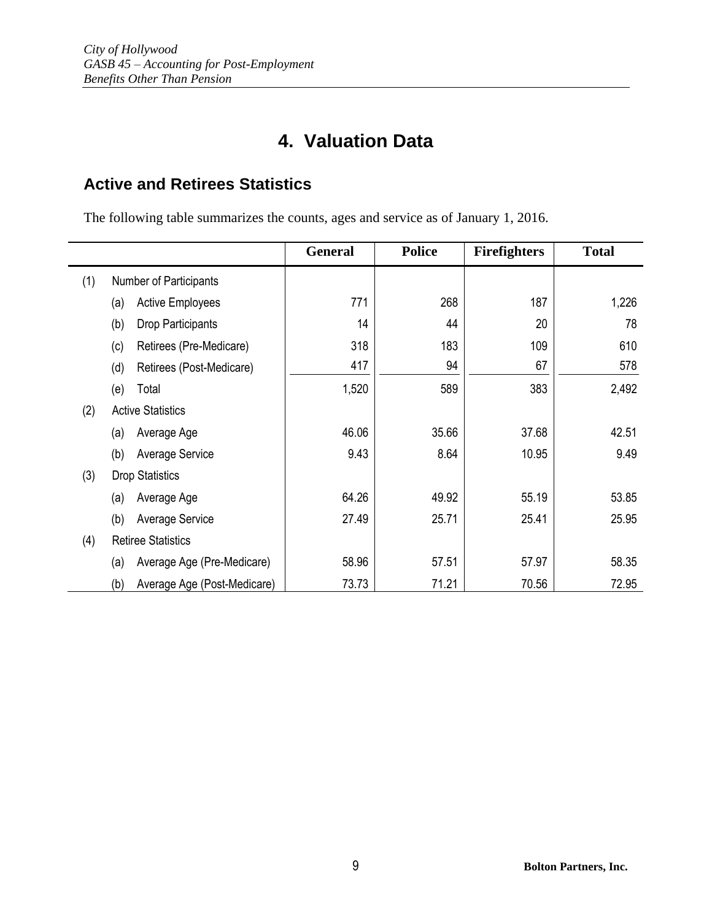# 4. Valuation Data

## Active and Retirees Statistics

The following table summarizes the counts, ages and service as of January 1, 2016.

| | | | General | Police | Firefighters | Total |
|---|---|---|---|---|---|---|
| (1) | Number of Participants | | | | | |
| | (a) | Active Employees | 771 | 268 | 187 | 1,226 |
| | (b) | Drop Participants | 14 | 44 | 20 | 78 |
| | (c) | Retirees (Pre-Medicare) | 318 | 183 | 109 | 610 |
| | (d) | Retirees (Post-Medicare) | 417 | 94 | 67 | 578 |
| | (e) | Total | 1,520 | 589 | 383 | 2,492 |
| (2) | Active Statistics | | | | | |
| | (a) | Average Age | 46.06 | 35.66 | 37.68 | 42.51 |
| | (b) | Average Service | 9.43 | 8.64 | 10.95 | 9.49 |
| (3) | Drop Statistics | | | | | |
| | (a) | Average Age | 64.26 | 49.92 | 55.19 | 53.85 |
| | (b) | Average Service | 27.49 | 25.71 | 25.41 | 25.95 |
| (4) | Retiree Statistics | | | | | |
| | (a) | Average Age (Pre-Medicare) | 58.96 | 57.51 | 57.97 | 58.35 |
| | (b) | Average Age (Post-Medicare) | 73.73 | 71.21 | 70.56 | 72.95 |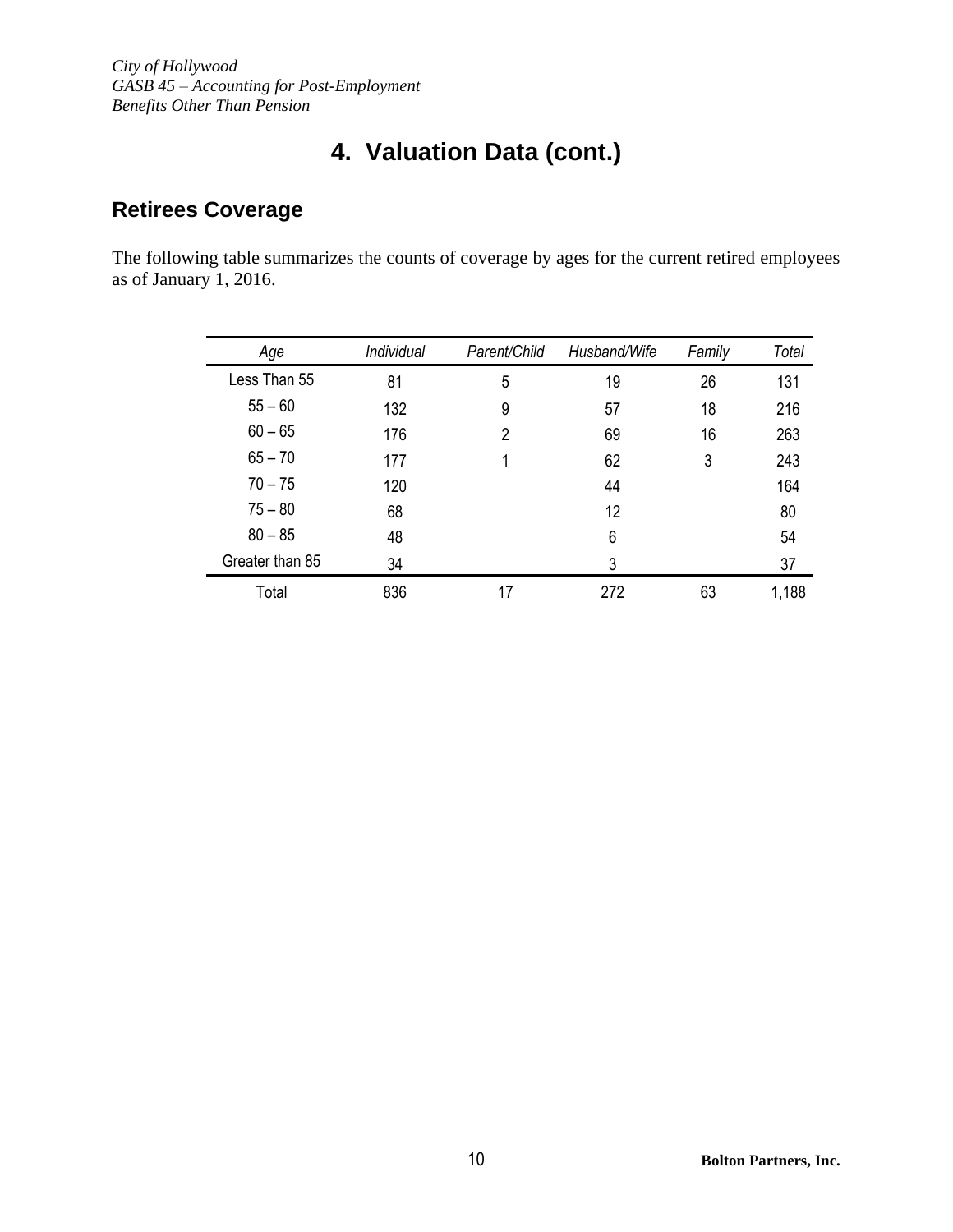# 4. Valuation Data (cont.)

## Retirees Coverage

The following table summarizes the counts of coverage by ages for the current retired employees as of January 1, 2016.

| *Age* | *Individual* | *Parent/Child* | *Husband/Wife* | *Family* | *Total* |
|---|---|---|---|---|---|
| Less Than 55 | 81 | 5 | 19 | 26 | 131 |
| 55 – 60 | 132 | 9 | 57 | 18 | 216 |
| 60 – 65 | 176 | 2 | 69 | 16 | 263 |
| 65 – 70 | 177 | 1 | 62 | 3 | 243 |
| 70 – 75 | 120 | | 44 | | 164 |
| 75 – 80 | 68 | | 12 | | 80 |
| 80 – 85 | 48 | | 6 | | 54 |
| Greater than 85 | 34 | | 3 | | 37 |
| Total | 836 | 17 | 272 | 63 | 1,188 |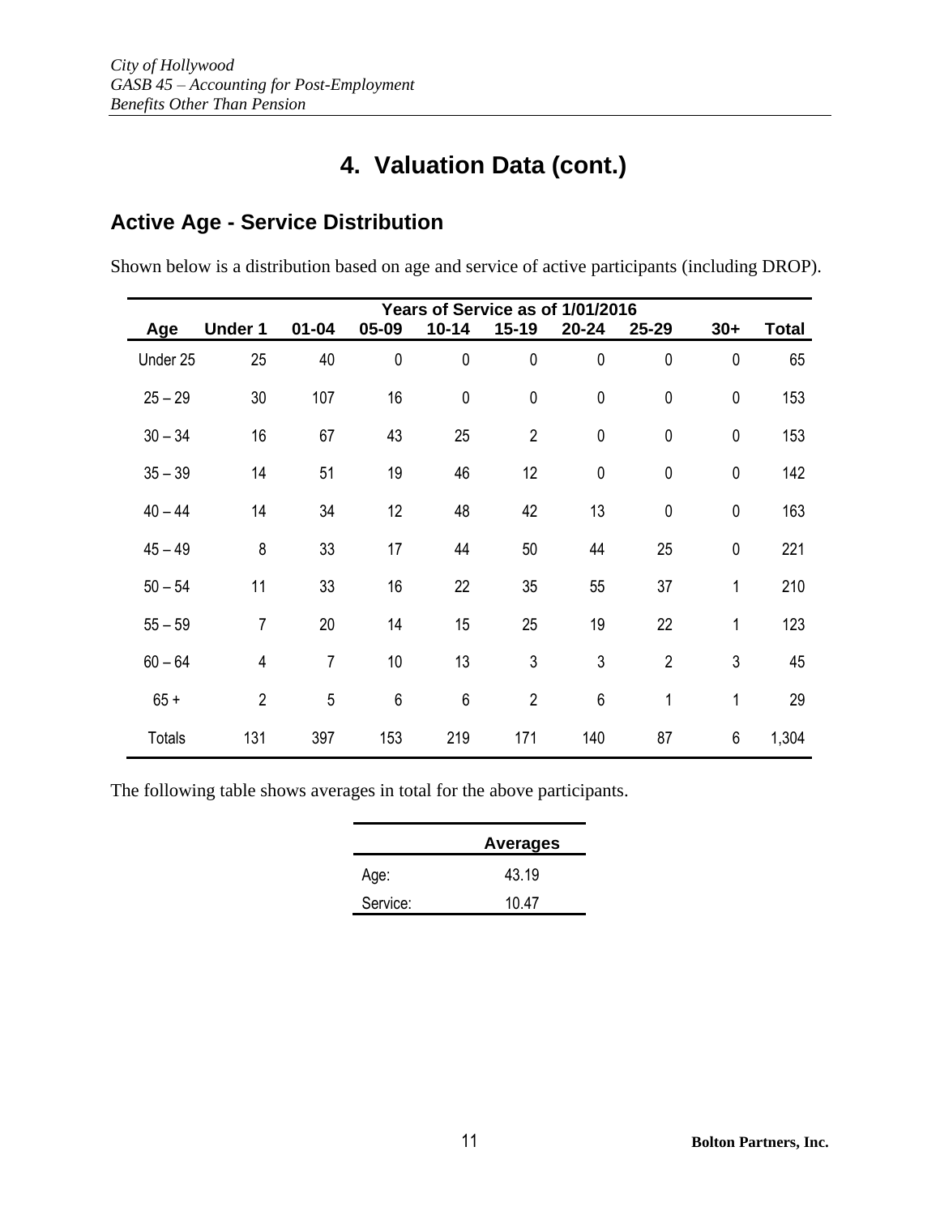# 4. Valuation Data (cont.)

## Active Age - Service Distribution

Shown below is a distribution based on age and service of active participants (including DROP).

| | Years of Service as of 1/01/2016 | | | | | | | | |
|---|---|---|---|---|---|---|---|---|---|
| **Age** | **Under 1** | **01-04** | **05-09** | **10-14** | **15-19** | **20-24** | **25-29** | **30+** | **Total** |
| Under 25 | 25 | 40 | 0 | 0 | 0 | 0 | 0 | 0 | 65 |
| 25 – 29 | 30 | 107 | 16 | 0 | 0 | 0 | 0 | 0 | 153 |
| 30 – 34 | 16 | 67 | 43 | 25 | 2 | 0 | 0 | 0 | 153 |
| 35 – 39 | 14 | 51 | 19 | 46 | 12 | 0 | 0 | 0 | 142 |
| 40 – 44 | 14 | 34 | 12 | 48 | 42 | 13 | 0 | 0 | 163 |
| 45 – 49 | 8 | 33 | 17 | 44 | 50 | 44 | 25 | 0 | 221 |
| 50 – 54 | 11 | 33 | 16 | 22 | 35 | 55 | 37 | 1 | 210 |
| 55 – 59 | 7 | 20 | 14 | 15 | 25 | 19 | 22 | 1 | 123 |
| 60 – 64 | 4 | 7 | 10 | 13 | 3 | 3 | 2 | 3 | 45 |
| 65 + | 2 | 5 | 6 | 6 | 2 | 6 | 1 | 1 | 29 |
| Totals | 131 | 397 | 153 | 219 | 171 | 140 | 87 | 6 | 1,304 |

The following table shows averages in total for the above participants.

| | **Averages** |
|---|---|
| Age: | 43.19 |
| Service: | 10.47 |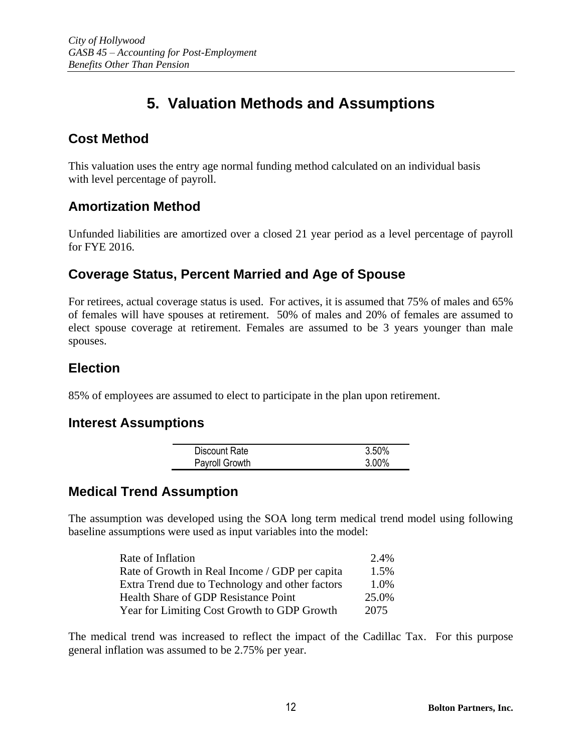# 5. Valuation Methods and Assumptions

## Cost Method

This valuation uses the entry age normal funding method calculated on an individual basis with level percentage of payroll.

## Amortization Method

Unfunded liabilities are amortized over a closed 21 year period as a level percentage of payroll for FYE 2016.

## Coverage Status, Percent Married and Age of Spouse

For retirees, actual coverage status is used. For actives, it is assumed that 75% of males and 65% of females will have spouses at retirement. 50% of males and 20% of females are assumed to elect spouse coverage at retirement. Females are assumed to be 3 years younger than male spouses.

## Election

85% of employees are assumed to elect to participate in the plan upon retirement.

## Interest Assumptions

| | |
|---|---|
| Discount Rate | 3.50% |
| Payroll Growth | 3.00% |

## Medical Trend Assumption

The assumption was developed using the SOA long term medical trend model using following baseline assumptions were used as input variables into the model:

| | |
|---|---|
| Rate of Inflation | 2.4% |
| Rate of Growth in Real Income / GDP per capita | 1.5% |
| Extra Trend due to Technology and other factors | 1.0% |
| Health Share of GDP Resistance Point | 25.0% |
| Year for Limiting Cost Growth to GDP Growth | 2075 |

The medical trend was increased to reflect the impact of the Cadillac Tax. For this purpose general inflation was assumed to be 2.75% per year.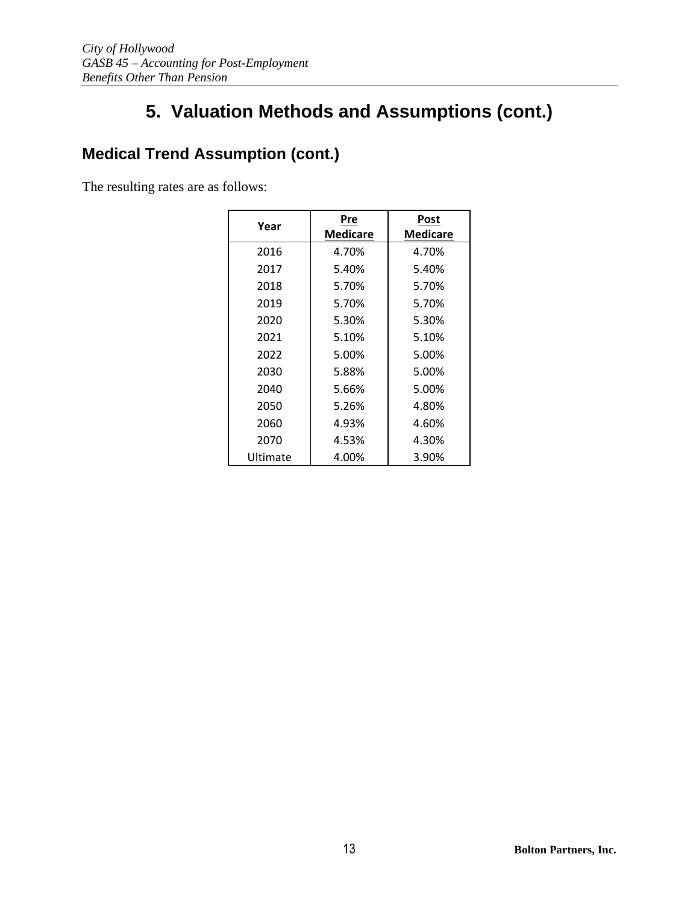# 5. Valuation Methods and Assumptions (cont.)

## Medical Trend Assumption (cont.)

The resulting rates are as follows:

| Year | Pre Medicare | Post Medicare |
|---|---|---|
| 2016 | 4.70% | 4.70% |
| 2017 | 5.40% | 5.40% |
| 2018 | 5.70% | 5.70% |
| 2019 | 5.70% | 5.70% |
| 2020 | 5.30% | 5.30% |
| 2021 | 5.10% | 5.10% |
| 2022 | 5.00% | 5.00% |
| 2030 | 5.88% | 5.00% |
| 2040 | 5.66% | 5.00% |
| 2050 | 5.26% | 4.80% |
| 2060 | 4.93% | 4.60% |
| 2070 | 4.53% | 4.30% |
| Ultimate | 4.00% | 3.90% |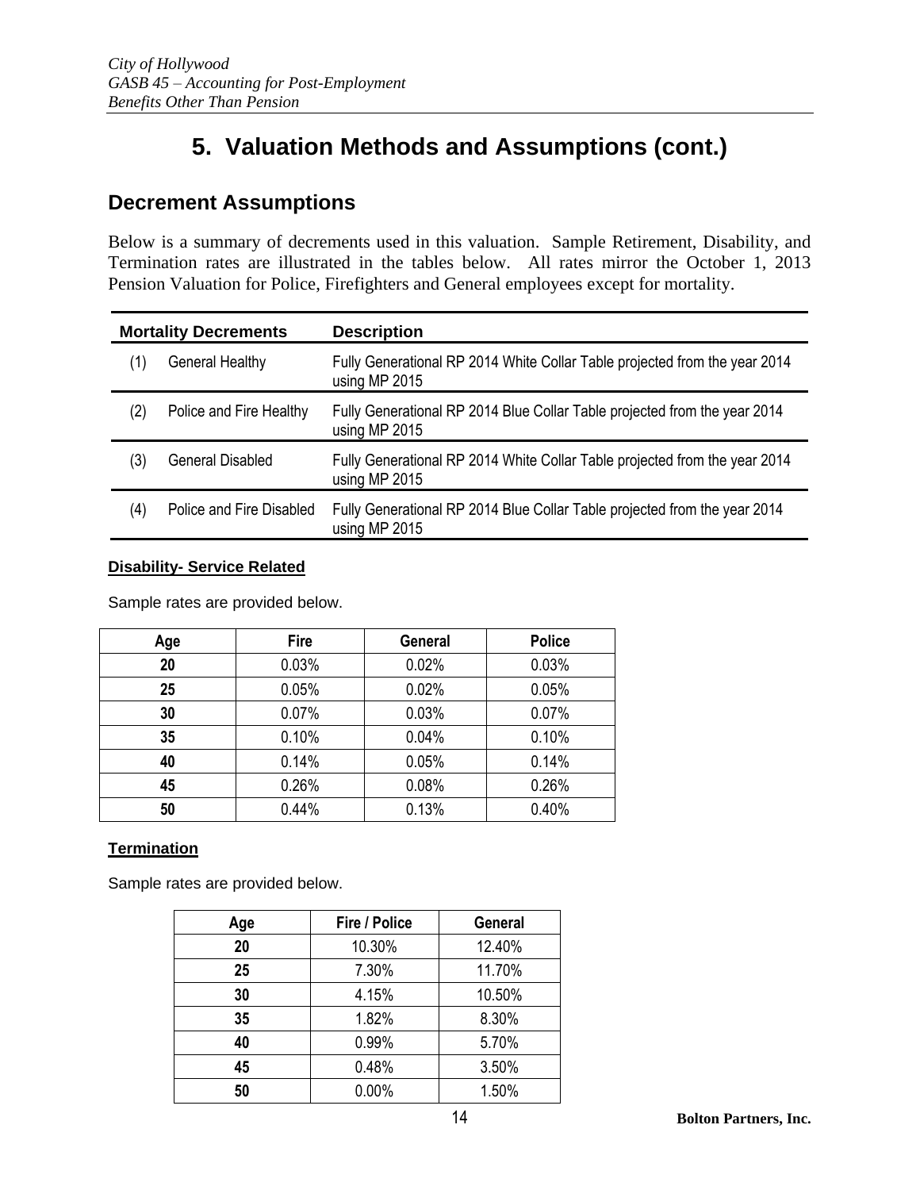# 5. Valuation Methods and Assumptions (cont.)

## Decrement Assumptions

Below is a summary of decrements used in this valuation. Sample Retirement, Disability, and Termination rates are illustrated in the tables below. All rates mirror the October 1, 2013 Pension Valuation for Police, Firefighters and General employees except for mortality.

| Mortality Decrements | | Description |
|---|---|---|
| (1) | General Healthy | Fully Generational RP 2014 White Collar Table projected from the year 2014 using MP 2015 |
| (2) | Police and Fire Healthy | Fully Generational RP 2014 Blue Collar Table projected from the year 2014 using MP 2015 |
| (3) | General Disabled | Fully Generational RP 2014 White Collar Table projected from the year 2014 using MP 2015 |
| (4) | Police and Fire Disabled | Fully Generational RP 2014 Blue Collar Table projected from the year 2014 using MP 2015 |

**Disability- Service Related**

Sample rates are provided below.

| Age | Fire | General | Police |
|---|---|---|---|
| **20** | 0.03% | 0.02% | 0.03% |
| **25** | 0.05% | 0.02% | 0.05% |
| **30** | 0.07% | 0.03% | 0.07% |
| **35** | 0.10% | 0.04% | 0.10% |
| **40** | 0.14% | 0.05% | 0.14% |
| **45** | 0.26% | 0.08% | 0.26% |
| **50** | 0.44% | 0.13% | 0.40% |

**Termination**

Sample rates are provided below.

| Age | Fire / Police | General |
|---|---|---|
| **20** | 10.30% | 12.40% |
| **25** | 7.30% | 11.70% |
| **30** | 4.15% | 10.50% |
| **35** | 1.82% | 8.30% |
| **40** | 0.99% | 5.70% |
| **45** | 0.48% | 3.50% |
| **50** | 0.00% | 1.50% |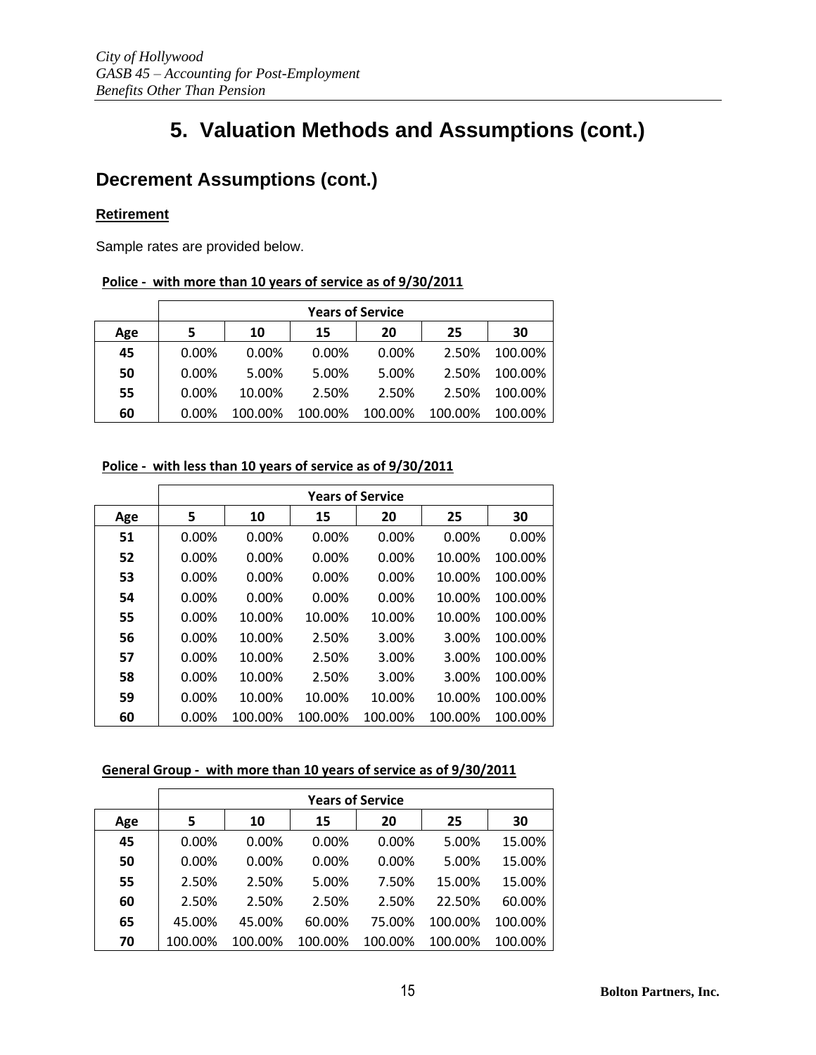# 5. Valuation Methods and Assumptions (cont.)

## Decrement Assumptions (cont.)

### Retirement

Sample rates are provided below.

**Police - with more than 10 years of service as of 9/30/2011**

| | Years of Service | | | | | |
|---|---|---|---|---|---|---|
| **Age** | **5** | **10** | **15** | **20** | **25** | **30** |
| **45** | 0.00% | 0.00% | 0.00% | 0.00% | 2.50% | 100.00% |
| **50** | 0.00% | 5.00% | 5.00% | 5.00% | 2.50% | 100.00% |
| **55** | 0.00% | 10.00% | 2.50% | 2.50% | 2.50% | 100.00% |
| **60** | 0.00% | 100.00% | 100.00% | 100.00% | 100.00% | 100.00% |

**Police - with less than 10 years of service as of 9/30/2011**

| | Years of Service | | | | | |
|---|---|---|---|---|---|---|
| **Age** | **5** | **10** | **15** | **20** | **25** | **30** |
| **51** | 0.00% | 0.00% | 0.00% | 0.00% | 0.00% | 0.00% |
| **52** | 0.00% | 0.00% | 0.00% | 0.00% | 10.00% | 100.00% |
| **53** | 0.00% | 0.00% | 0.00% | 0.00% | 10.00% | 100.00% |
| **54** | 0.00% | 0.00% | 0.00% | 0.00% | 10.00% | 100.00% |
| **55** | 0.00% | 10.00% | 10.00% | 10.00% | 10.00% | 100.00% |
| **56** | 0.00% | 10.00% | 2.50% | 3.00% | 3.00% | 100.00% |
| **57** | 0.00% | 10.00% | 2.50% | 3.00% | 3.00% | 100.00% |
| **58** | 0.00% | 10.00% | 2.50% | 3.00% | 3.00% | 100.00% |
| **59** | 0.00% | 10.00% | 10.00% | 10.00% | 10.00% | 100.00% |
| **60** | 0.00% | 100.00% | 100.00% | 100.00% | 100.00% | 100.00% |

**General Group - with more than 10 years of service as of 9/30/2011**

| | Years of Service | | | | | |
|---|---|---|---|---|---|---|
| **Age** | **5** | **10** | **15** | **20** | **25** | **30** |
| **45** | 0.00% | 0.00% | 0.00% | 0.00% | 5.00% | 15.00% |
| **50** | 0.00% | 0.00% | 0.00% | 0.00% | 5.00% | 15.00% |
| **55** | 2.50% | 2.50% | 5.00% | 7.50% | 15.00% | 15.00% |
| **60** | 2.50% | 2.50% | 2.50% | 2.50% | 22.50% | 60.00% |
| **65** | 45.00% | 45.00% | 60.00% | 75.00% | 100.00% | 100.00% |
| **70** | 100.00% | 100.00% | 100.00% | 100.00% | 100.00% | 100.00% |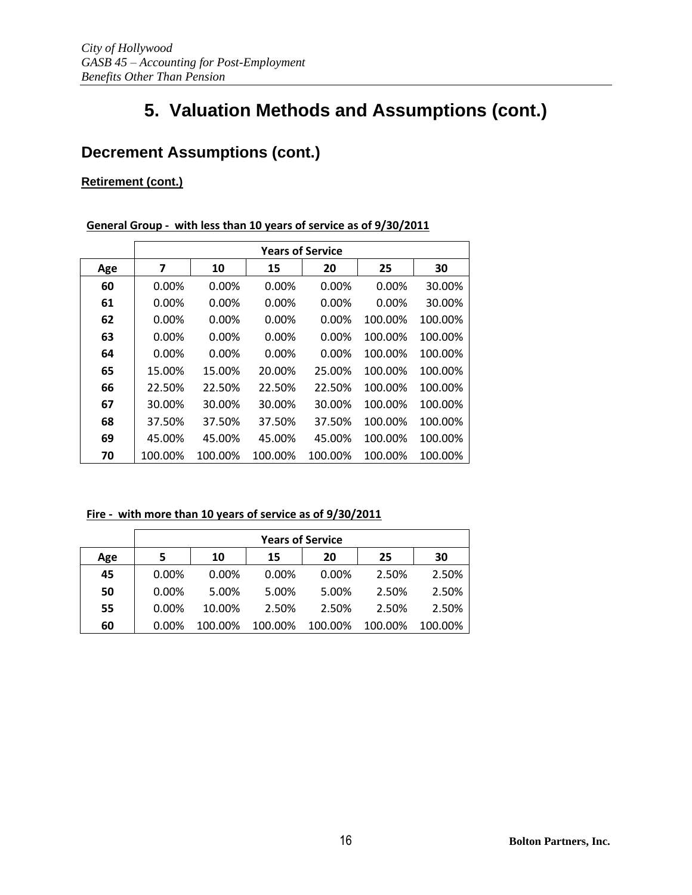# 5. Valuation Methods and Assumptions (cont.)

## Decrement Assumptions (cont.)

**Retirement (cont.)**

**General Group - with less than 10 years of service as of 9/30/2011**

| | Years of Service | | | | | |
|---|---|---|---|---|---|---|
| Age | 7 | 10 | 15 | 20 | 25 | 30 |
| 60 | 0.00% | 0.00% | 0.00% | 0.00% | 0.00% | 30.00% |
| 61 | 0.00% | 0.00% | 0.00% | 0.00% | 0.00% | 30.00% |
| 62 | 0.00% | 0.00% | 0.00% | 0.00% | 100.00% | 100.00% |
| 63 | 0.00% | 0.00% | 0.00% | 0.00% | 100.00% | 100.00% |
| 64 | 0.00% | 0.00% | 0.00% | 0.00% | 100.00% | 100.00% |
| 65 | 15.00% | 15.00% | 20.00% | 25.00% | 100.00% | 100.00% |
| 66 | 22.50% | 22.50% | 22.50% | 22.50% | 100.00% | 100.00% |
| 67 | 30.00% | 30.00% | 30.00% | 30.00% | 100.00% | 100.00% |
| 68 | 37.50% | 37.50% | 37.50% | 37.50% | 100.00% | 100.00% |
| 69 | 45.00% | 45.00% | 45.00% | 45.00% | 100.00% | 100.00% |
| 70 | 100.00% | 100.00% | 100.00% | 100.00% | 100.00% | 100.00% |

**Fire - with more than 10 years of service as of 9/30/2011**

| | Years of Service | | | | | |
|---|---|---|---|---|---|---|
| Age | 5 | 10 | 15 | 20 | 25 | 30 |
| 45 | 0.00% | 0.00% | 0.00% | 0.00% | 2.50% | 2.50% |
| 50 | 0.00% | 5.00% | 5.00% | 5.00% | 2.50% | 2.50% |
| 55 | 0.00% | 10.00% | 2.50% | 2.50% | 2.50% | 2.50% |
| 60 | 0.00% | 100.00% | 100.00% | 100.00% | 100.00% | 100.00% |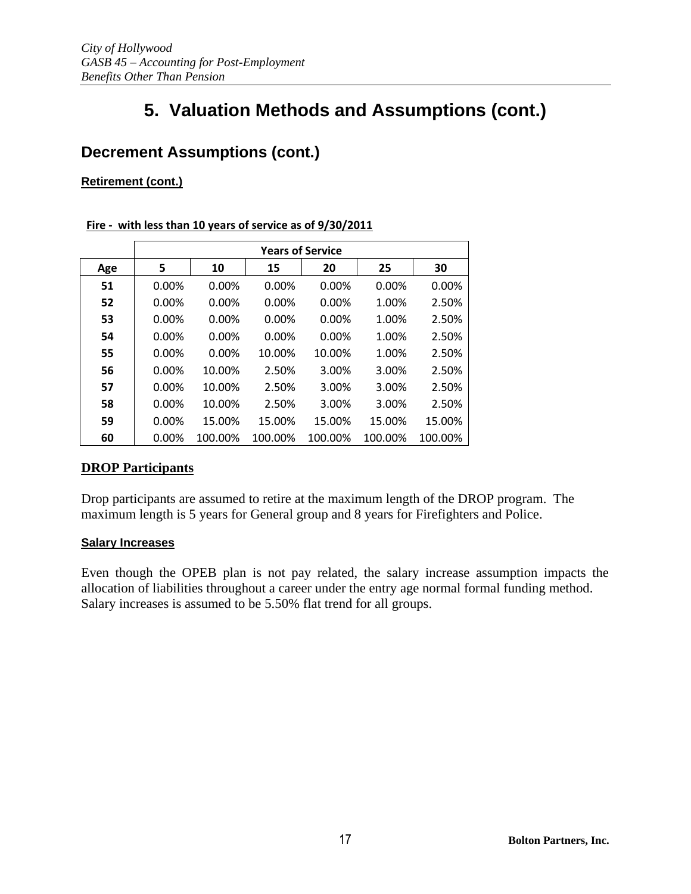# 5. Valuation Methods and Assumptions (cont.)

## Decrement Assumptions (cont.)

**Retirement (cont.)**

**Fire - with less than 10 years of service as of 9/30/2011**

| | Years of Service | | | | | |
|---|---|---|---|---|---|---|
| **Age** | **5** | **10** | **15** | **20** | **25** | **30** |
| **51** | 0.00% | 0.00% | 0.00% | 0.00% | 0.00% | 0.00% |
| **52** | 0.00% | 0.00% | 0.00% | 0.00% | 1.00% | 2.50% |
| **53** | 0.00% | 0.00% | 0.00% | 0.00% | 1.00% | 2.50% |
| **54** | 0.00% | 0.00% | 0.00% | 0.00% | 1.00% | 2.50% |
| **55** | 0.00% | 0.00% | 10.00% | 10.00% | 1.00% | 2.50% |
| **56** | 0.00% | 10.00% | 2.50% | 3.00% | 3.00% | 2.50% |
| **57** | 0.00% | 10.00% | 2.50% | 3.00% | 3.00% | 2.50% |
| **58** | 0.00% | 10.00% | 2.50% | 3.00% | 3.00% | 2.50% |
| **59** | 0.00% | 15.00% | 15.00% | 15.00% | 15.00% | 15.00% |
| **60** | 0.00% | 100.00% | 100.00% | 100.00% | 100.00% | 100.00% |

**DROP Participants**

Drop participants are assumed to retire at the maximum length of the DROP program. The maximum length is 5 years for General group and 8 years for Firefighters and Police.

**Salary Increases**

Even though the OPEB plan is not pay related, the salary increase assumption impacts the allocation of liabilities throughout a career under the entry age normal formal funding method. Salary increases is assumed to be 5.50% flat trend for all groups.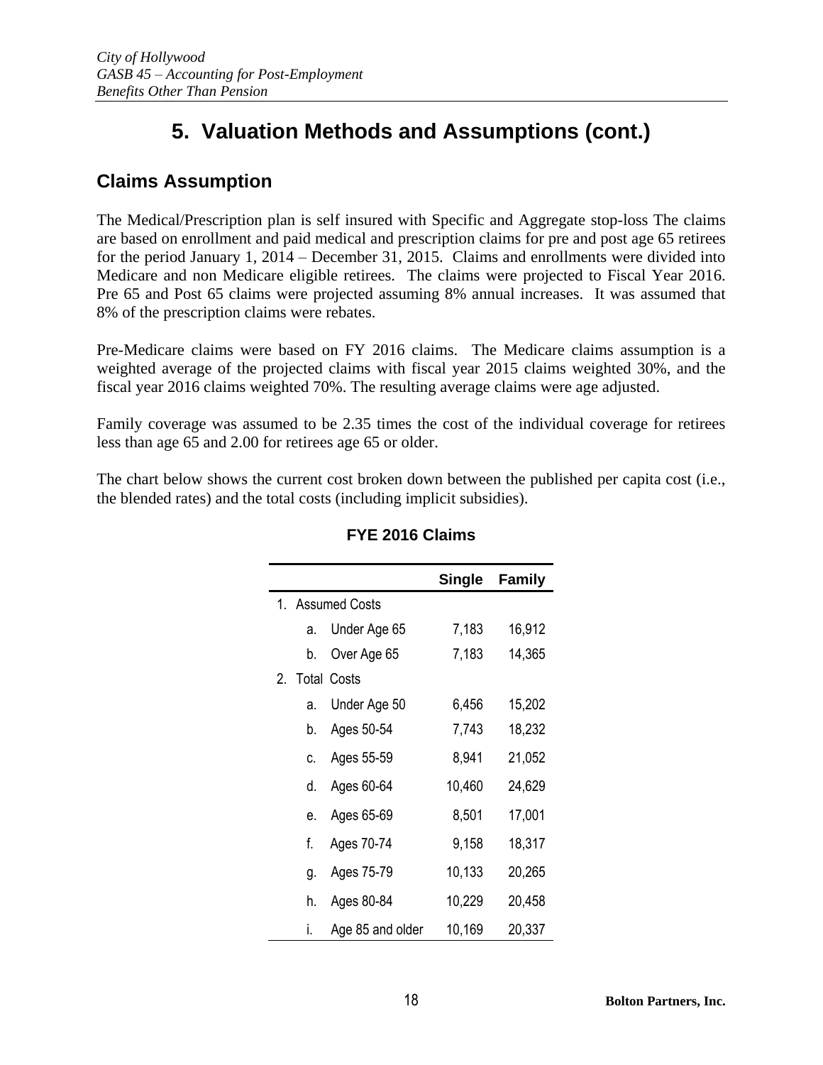# 5. Valuation Methods and Assumptions (cont.)

## Claims Assumption

The Medical/Prescription plan is self insured with Specific and Aggregate stop-loss The claims are based on enrollment and paid medical and prescription claims for pre and post age 65 retirees for the period January 1, 2014 – December 31, 2015. Claims and enrollments were divided into Medicare and non Medicare eligible retirees. The claims were projected to Fiscal Year 2016. Pre 65 and Post 65 claims were projected assuming 8% annual increases. It was assumed that 8% of the prescription claims were rebates.

Pre-Medicare claims were based on FY 2016 claims. The Medicare claims assumption is a weighted average of the projected claims with fiscal year 2015 claims weighted 30%, and the fiscal year 2016 claims weighted 70%. The resulting average claims were age adjusted.

Family coverage was assumed to be 2.35 times the cost of the individual coverage for retirees less than age 65 and 2.00 for retirees age 65 or older.

The chart below shows the current cost broken down between the published per capita cost (i.e., the blended rates) and the total costs (including implicit subsidies).

**FYE 2016 Claims**

| | Single | Family |
|---|---|---|
| 1. Assumed Costs | | |
| a. Under Age 65 | 7,183 | 16,912 |
| b. Over Age 65 | 7,183 | 14,365 |
| 2. Total Costs | | |
| a. Under Age 50 | 6,456 | 15,202 |
| b. Ages 50-54 | 7,743 | 18,232 |
| c. Ages 55-59 | 8,941 | 21,052 |
| d. Ages 60-64 | 10,460 | 24,629 |
| e. Ages 65-69 | 8,501 | 17,001 |
| f. Ages 70-74 | 9,158 | 18,317 |
| g. Ages 75-79 | 10,133 | 20,265 |
| h. Ages 80-84 | 10,229 | 20,458 |
| i. Age 85 and older | 10,169 | 20,337 |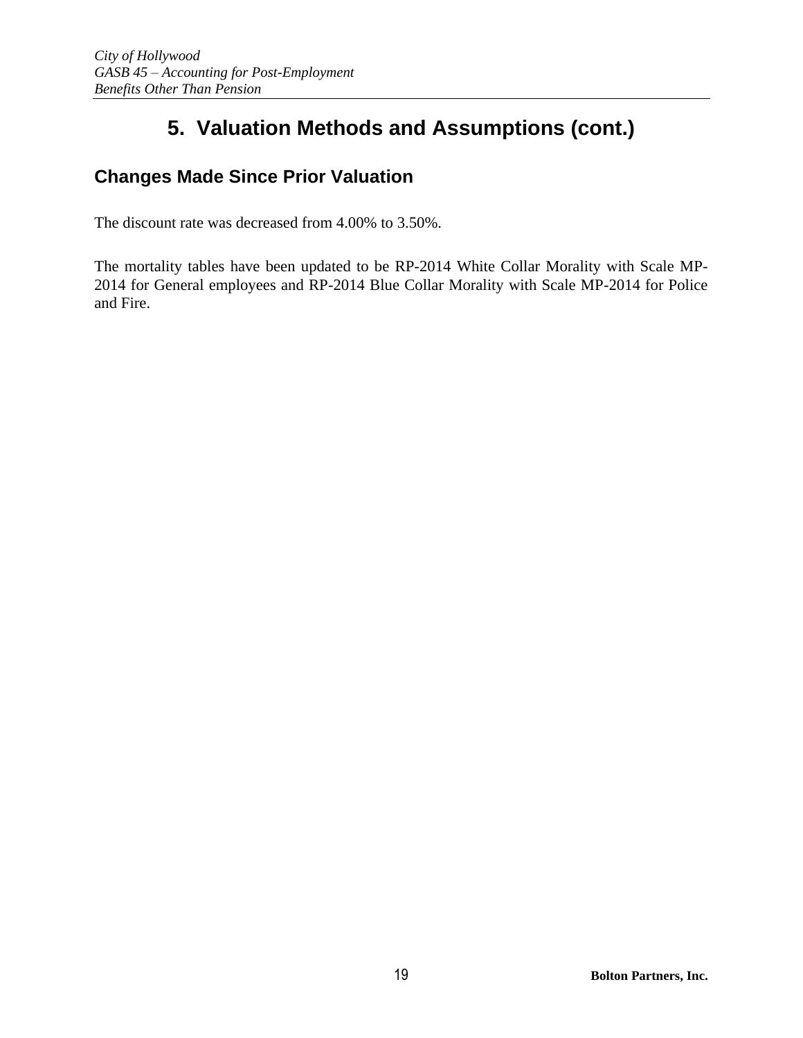# 5. Valuation Methods and Assumptions (cont.)

## Changes Made Since Prior Valuation

The discount rate was decreased from 4.00% to 3.50%.

The mortality tables have been updated to be RP-2014 White Collar Morality with Scale MP-2014 for General employees and RP-2014 Blue Collar Morality with Scale MP-2014 for Police and Fire.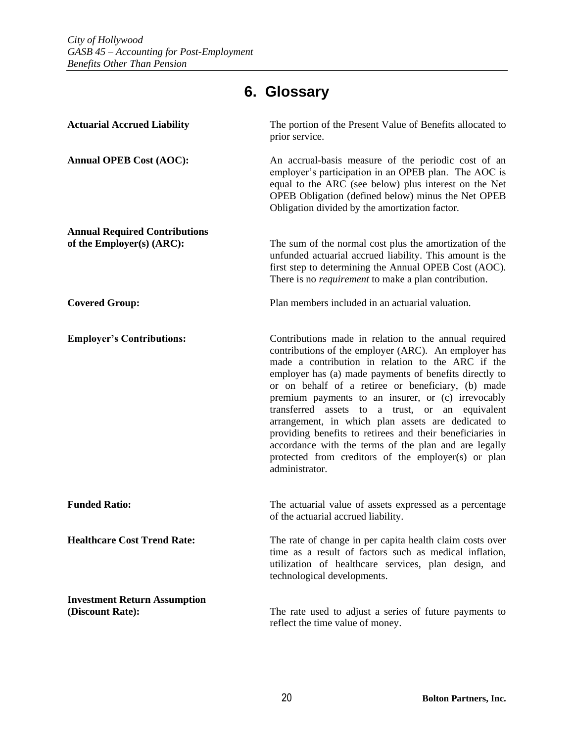# 6. Glossary

**Actuarial Accrued Liability**

The portion of the Present Value of Benefits allocated to prior service.

**Annual OPEB Cost (AOC):**

An accrual-basis measure of the periodic cost of an employer's participation in an OPEB plan. The AOC is equal to the ARC (see below) plus interest on the Net OPEB Obligation (defined below) minus the Net OPEB Obligation divided by the amortization factor.

**Annual Required Contributions of the Employer(s) (ARC):**

The sum of the normal cost plus the amortization of the unfunded actuarial accrued liability. This amount is the first step to determining the Annual OPEB Cost (AOC). There is no *requirement* to make a plan contribution.

**Covered Group:**

Plan members included in an actuarial valuation.

**Employer's Contributions:**

Contributions made in relation to the annual required contributions of the employer (ARC). An employer has made a contribution in relation to the ARC if the employer has (a) made payments of benefits directly to or on behalf of a retiree or beneficiary, (b) made premium payments to an insurer, or (c) irrevocably transferred assets to a trust, or an equivalent arrangement, in which plan assets are dedicated to providing benefits to retirees and their beneficiaries in accordance with the terms of the plan and are legally protected from creditors of the employer(s) or plan administrator.

**Funded Ratio:**

The actuarial value of assets expressed as a percentage of the actuarial accrued liability.

**Healthcare Cost Trend Rate:**

The rate of change in per capita health claim costs over time as a result of factors such as medical inflation, utilization of healthcare services, plan design, and technological developments.

**Investment Return Assumption (Discount Rate):**

The rate used to adjust a series of future payments to reflect the time value of money.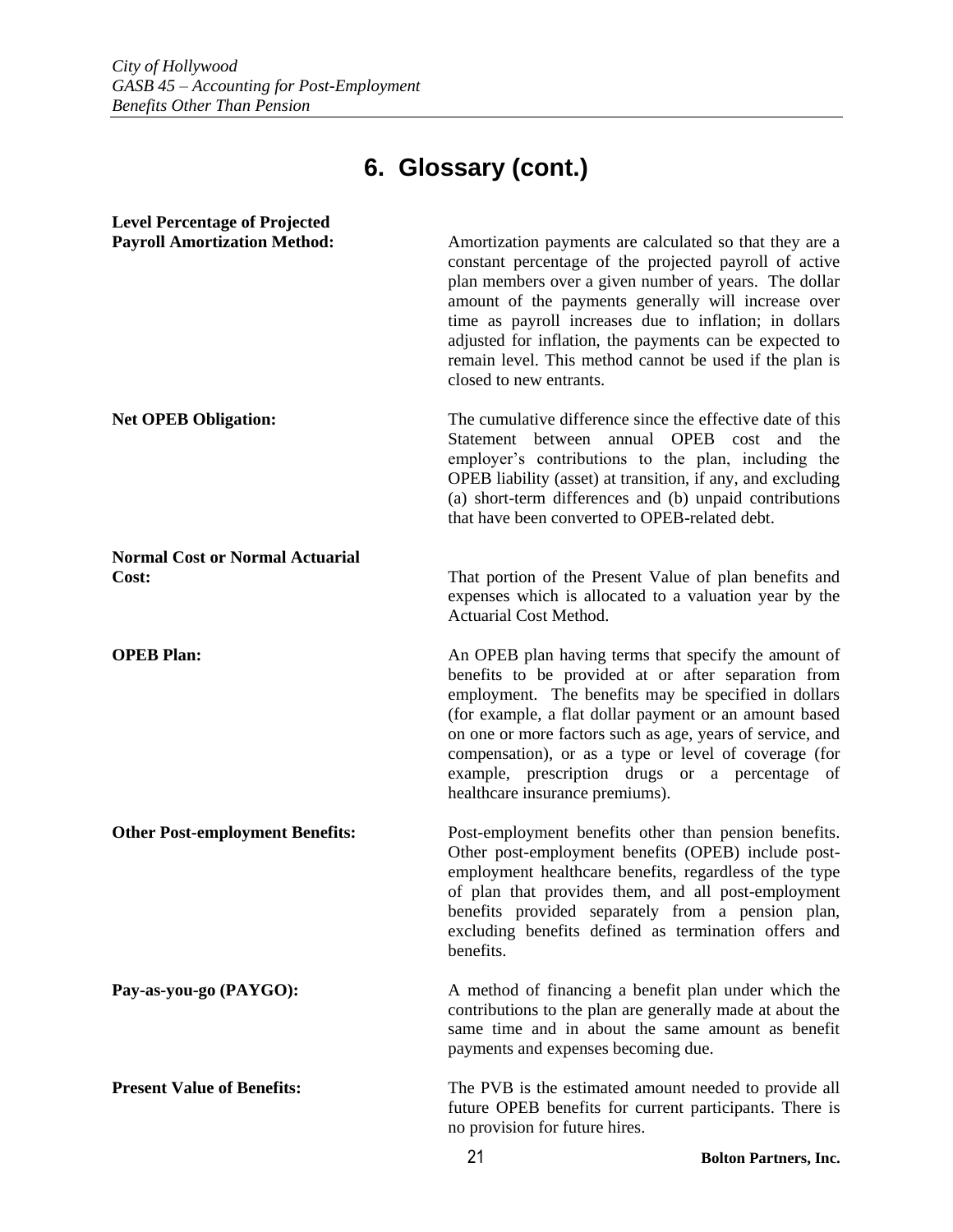# 6. Glossary (cont.)

**Level Percentage of Projected Payroll Amortization Method:** Amortization payments are calculated so that they are a constant percentage of the projected payroll of active plan members over a given number of years. The dollar amount of the payments generally will increase over time as payroll increases due to inflation; in dollars adjusted for inflation, the payments can be expected to remain level. This method cannot be used if the plan is closed to new entrants.

**Net OPEB Obligation:** The cumulative difference since the effective date of this Statement between annual OPEB cost and the employer's contributions to the plan, including the OPEB liability (asset) at transition, if any, and excluding (a) short-term differences and (b) unpaid contributions that have been converted to OPEB-related debt.

**Normal Cost or Normal Actuarial Cost:** That portion of the Present Value of plan benefits and expenses which is allocated to a valuation year by the Actuarial Cost Method.

**OPEB Plan:** An OPEB plan having terms that specify the amount of benefits to be provided at or after separation from employment. The benefits may be specified in dollars (for example, a flat dollar payment or an amount based on one or more factors such as age, years of service, and compensation), or as a type or level of coverage (for example, prescription drugs or a percentage of healthcare insurance premiums).

**Other Post-employment Benefits:** Post-employment benefits other than pension benefits. Other post-employment benefits (OPEB) include post-employment healthcare benefits, regardless of the type of plan that provides them, and all post-employment benefits provided separately from a pension plan, excluding benefits defined as termination offers and benefits.

**Pay-as-you-go (PAYGO):** A method of financing a benefit plan under which the contributions to the plan are generally made at about the same time and in about the same amount as benefit payments and expenses becoming due.

**Present Value of Benefits:** The PVB is the estimated amount needed to provide all future OPEB benefits for current participants. There is no provision for future hires.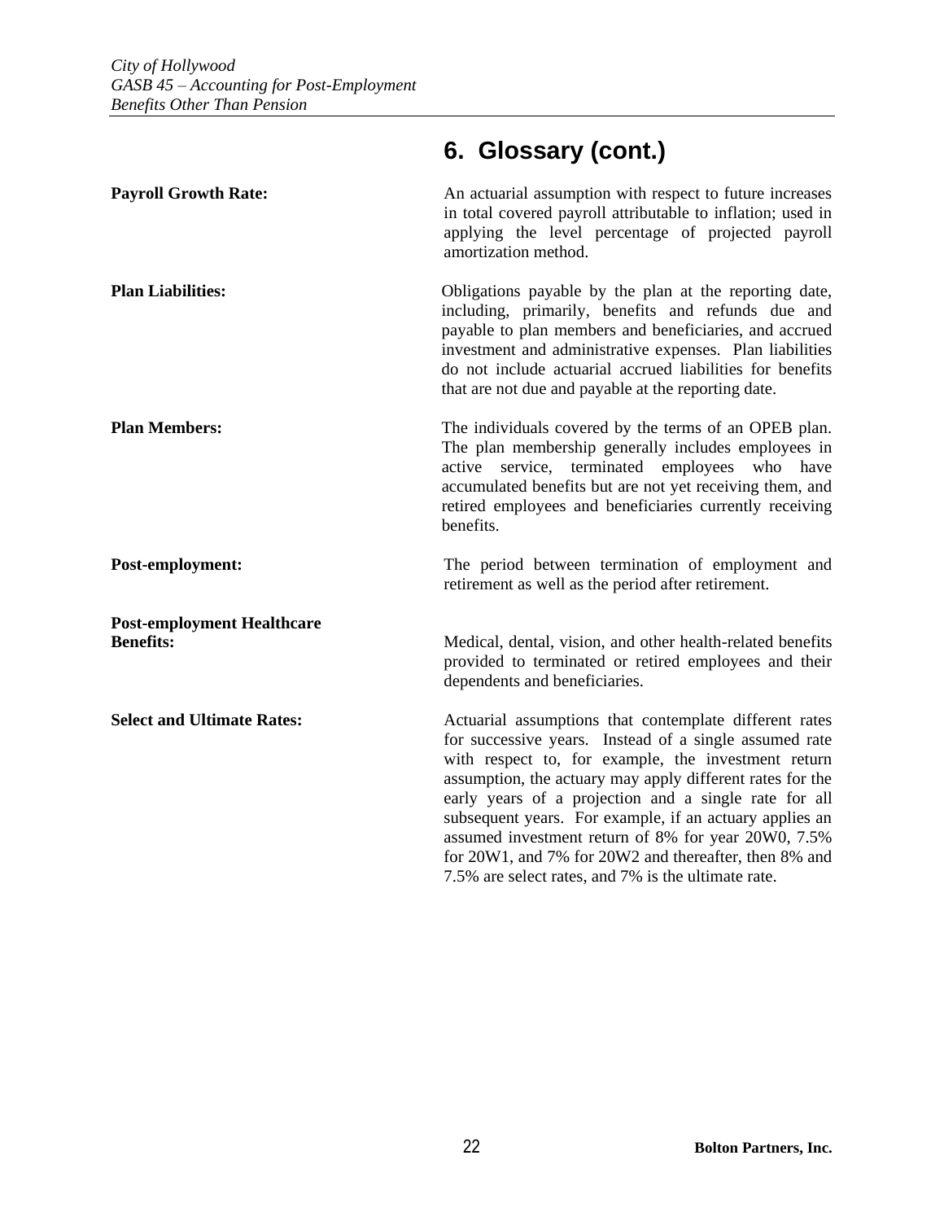# 6. Glossary (cont.)

**Payroll Growth Rate:** An actuarial assumption with respect to future increases in total covered payroll attributable to inflation; used in applying the level percentage of projected payroll amortization method.

**Plan Liabilities:** Obligations payable by the plan at the reporting date, including, primarily, benefits and refunds due and payable to plan members and beneficiaries, and accrued investment and administrative expenses. Plan liabilities do not include actuarial accrued liabilities for benefits that are not due and payable at the reporting date.

**Plan Members:** The individuals covered by the terms of an OPEB plan. The plan membership generally includes employees in active service, terminated employees who have accumulated benefits but are not yet receiving them, and retired employees and beneficiaries currently receiving benefits.

**Post-employment:** The period between termination of employment and retirement as well as the period after retirement.

**Post-employment Healthcare Benefits:** Medical, dental, vision, and other health-related benefits provided to terminated or retired employees and their dependents and beneficiaries.

**Select and Ultimate Rates:** Actuarial assumptions that contemplate different rates for successive years. Instead of a single assumed rate with respect to, for example, the investment return assumption, the actuary may apply different rates for the early years of a projection and a single rate for all subsequent years. For example, if an actuary applies an assumed investment return of 8% for year 20W0, 7.5% for 20W1, and 7% for 20W2 and thereafter, then 8% and 7.5% are select rates, and 7% is the ultimate rate.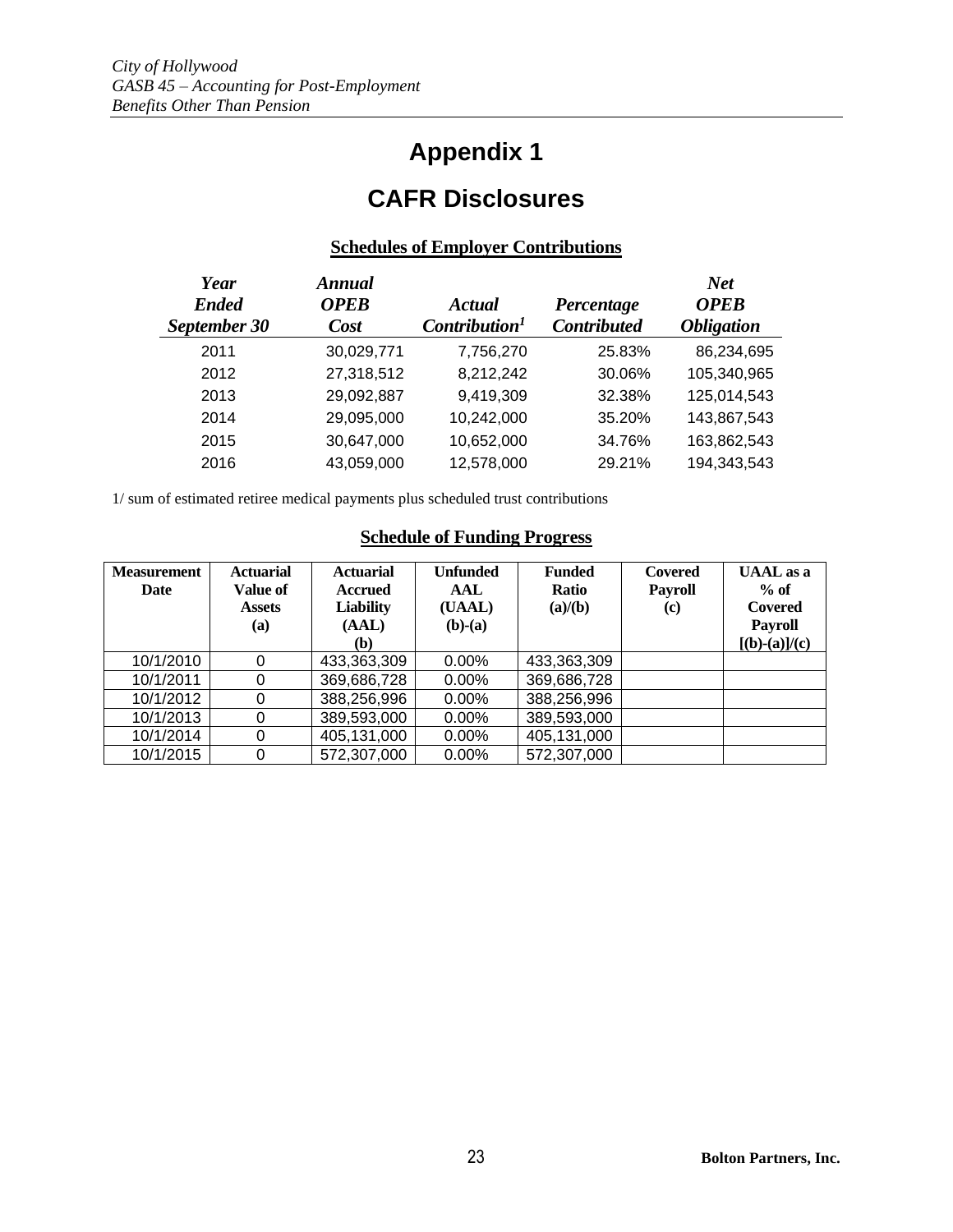# Appendix 1

# CAFR Disclosures

### Schedules of Employer Contributions

| *Year Ended September 30* | *Annual OPEB Cost* | *Actual Contribution*[1] | *Percentage Contributed* | *Net OPEB Obligation* |
|---|---|---|---|---|
| 2011 | 30,029,771 | 7,756,270 | 25.83% | 86,234,695 |
| 2012 | 27,318,512 | 8,212,242 | 30.06% | 105,340,965 |
| 2013 | 29,092,887 | 9,419,309 | 32.38% | 125,014,543 |
| 2014 | 29,095,000 | 10,242,000 | 35.20% | 143,867,543 |
| 2015 | 30,647,000 | 10,652,000 | 34.76% | 163,862,543 |
| 2016 | 43,059,000 | 12,578,000 | 29.21% | 194,343,543 |

1/ sum of estimated retiree medical payments plus scheduled trust contributions

### Schedule of Funding Progress

| Measurement Date | Actuarial Value of Assets (a) | Actuarial Accrued Liability (AAL) (b) | Unfunded AAL (UAAL) (b)-(a) | Funded Ratio (a)/(b) | Covered Payroll (c) | UAAL as a % of Covered Payroll [(b)-(a)]/(c) |
|---|---|---|---|---|---|---|
| 10/1/2010 | 0 | 433,363,309 | 0.00% | 433,363,309 | | |
| 10/1/2011 | 0 | 369,686,728 | 0.00% | 369,686,728 | | |
| 10/1/2012 | 0 | 388,256,996 | 0.00% | 388,256,996 | | |
| 10/1/2013 | 0 | 389,593,000 | 0.00% | 389,593,000 | | |
| 10/1/2014 | 0 | 405,131,000 | 0.00% | 405,131,000 | | |
| 10/1/2015 | 0 | 572,307,000 | 0.00% | 572,307,000 | | |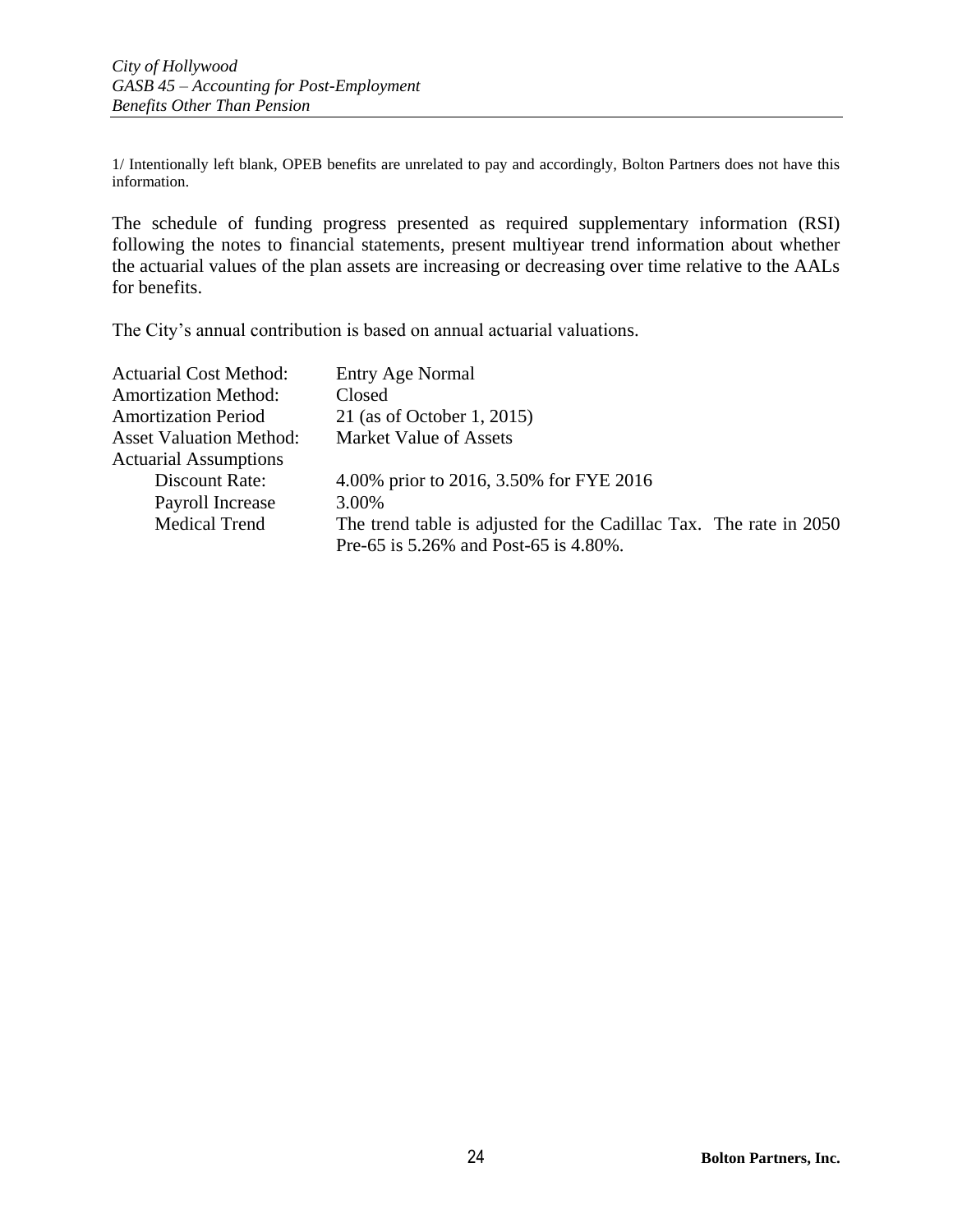1/ Intentionally left blank, OPEB benefits are unrelated to pay and accordingly, Bolton Partners does not have this information.

The schedule of funding progress presented as required supplementary information (RSI) following the notes to financial statements, present multiyear trend information about whether the actuarial values of the plan assets are increasing or decreasing over time relative to the AALs for benefits.

The City's annual contribution is based on annual actuarial valuations.

| | |
|---|---|
| Actuarial Cost Method: | Entry Age Normal |
| Amortization Method: | Closed |
| Amortization Period | 21 (as of October 1, 2015) |
| Asset Valuation Method: | Market Value of Assets |
| Actuarial Assumptions | |
| Discount Rate: | 4.00% prior to 2016, 3.50% for FYE 2016 |
| Payroll Increase | 3.00% |
| Medical Trend | The trend table is adjusted for the Cadillac Tax. The rate in 2050 Pre-65 is 5.26% and Post-65 is 4.80%. |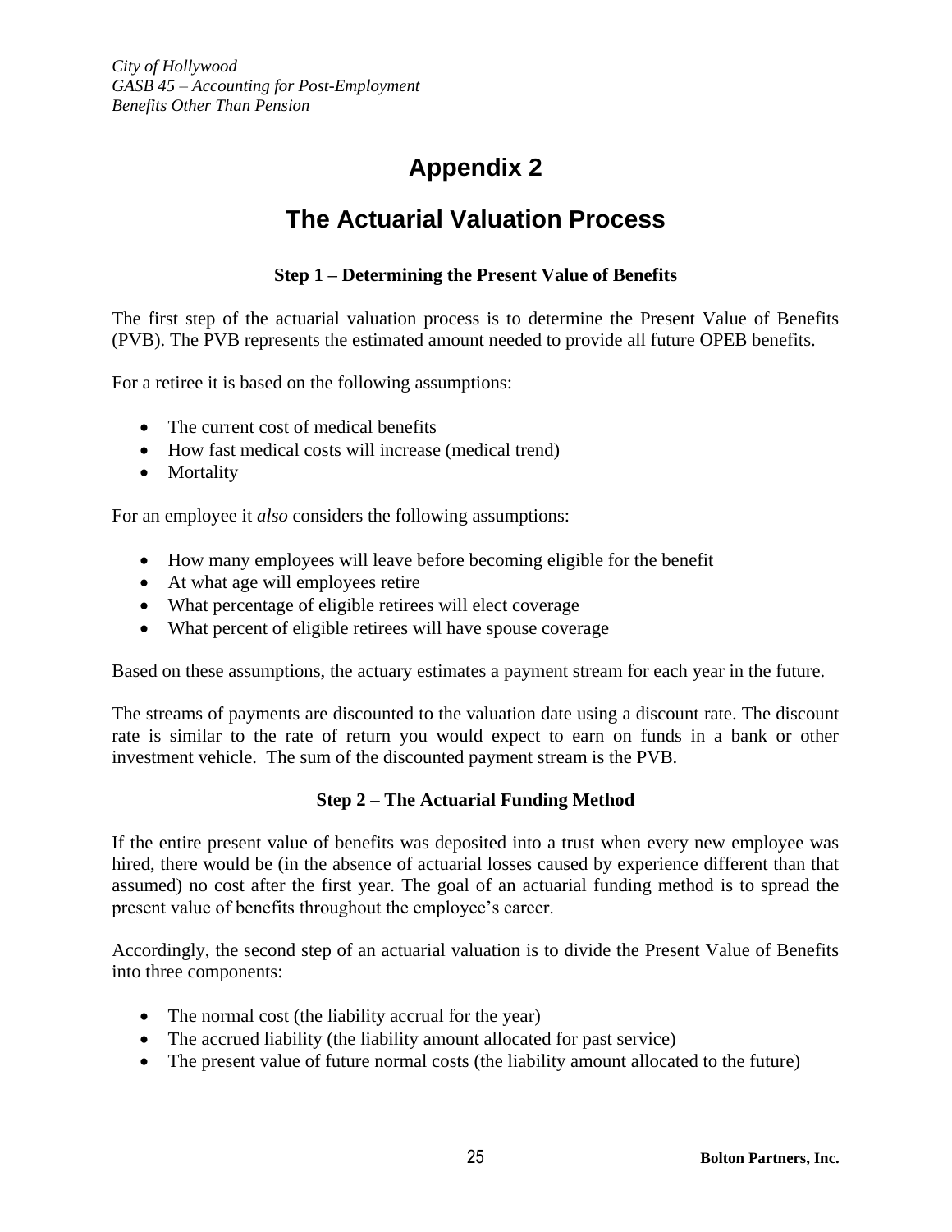# Appendix 2

## The Actuarial Valuation Process

**Step 1 – Determining the Present Value of Benefits**

The first step of the actuarial valuation process is to determine the Present Value of Benefits (PVB). The PVB represents the estimated amount needed to provide all future OPEB benefits.

For a retiree it is based on the following assumptions:

- The current cost of medical benefits
- How fast medical costs will increase (medical trend)
- Mortality

For an employee it *also* considers the following assumptions:

- How many employees will leave before becoming eligible for the benefit
- At what age will employees retire
- What percentage of eligible retirees will elect coverage
- What percent of eligible retirees will have spouse coverage

Based on these assumptions, the actuary estimates a payment stream for each year in the future.

The streams of payments are discounted to the valuation date using a discount rate. The discount rate is similar to the rate of return you would expect to earn on funds in a bank or other investment vehicle. The sum of the discounted payment stream is the PVB.

**Step 2 – The Actuarial Funding Method**

If the entire present value of benefits was deposited into a trust when every new employee was hired, there would be (in the absence of actuarial losses caused by experience different than that assumed) no cost after the first year. The goal of an actuarial funding method is to spread the present value of benefits throughout the employee's career.

Accordingly, the second step of an actuarial valuation is to divide the Present Value of Benefits into three components:

- The normal cost (the liability accrual for the year)
- The accrued liability (the liability amount allocated for past service)
- The present value of future normal costs (the liability amount allocated to the future)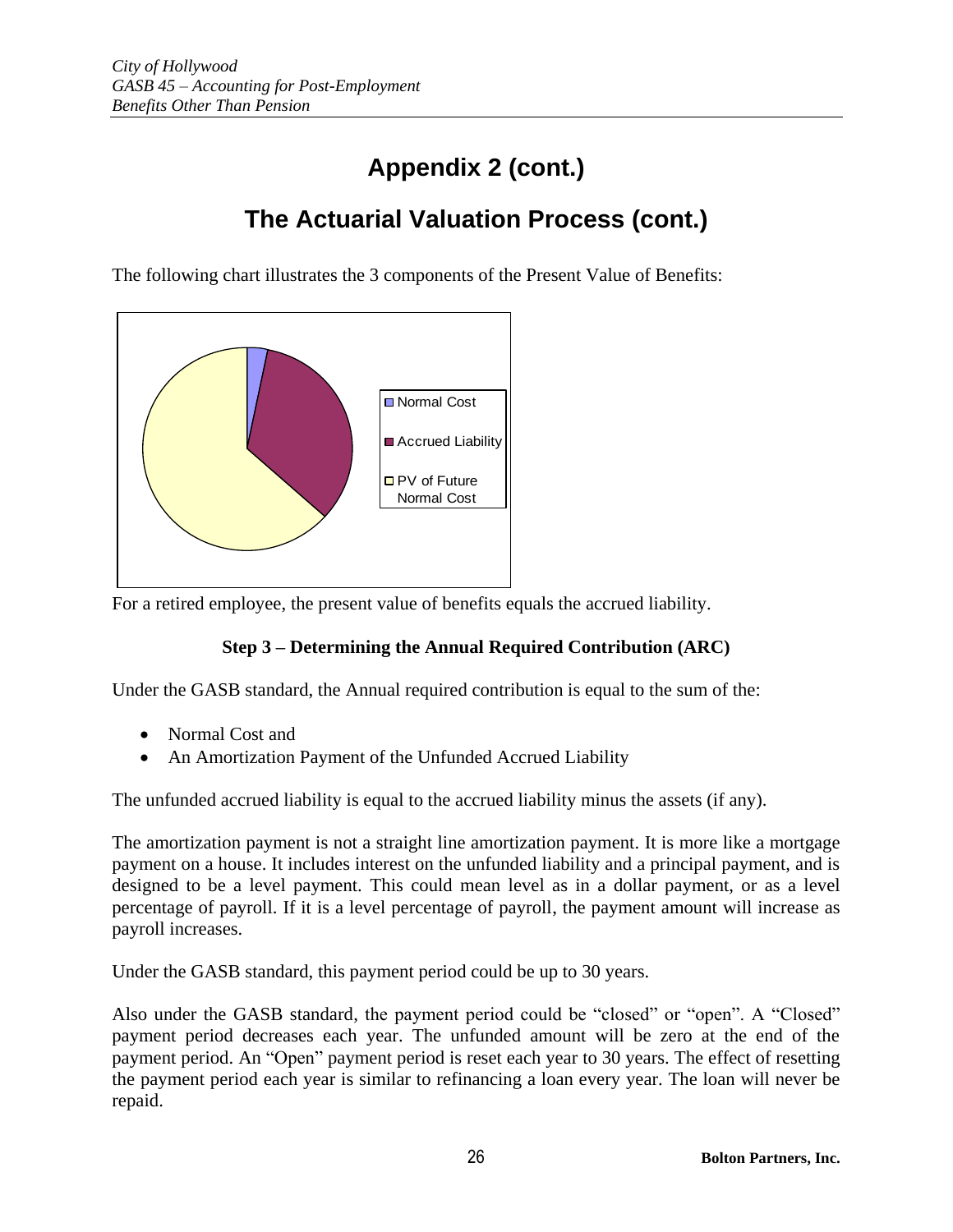# Appendix 2 (cont.)

## The Actuarial Valuation Process (cont.)

The following chart illustrates the 3 components of the Present Value of Benefits:

- Normal Cost
- Accrued Liability
- PV of Future Normal Cost

For a retired employee, the present value of benefits equals the accrued liability.

**Step 3 – Determining the Annual Required Contribution (ARC)**

Under the GASB standard, the Annual required contribution is equal to the sum of the:

- Normal Cost and
- An Amortization Payment of the Unfunded Accrued Liability

The unfunded accrued liability is equal to the accrued liability minus the assets (if any).

The amortization payment is not a straight line amortization payment. It is more like a mortgage payment on a house. It includes interest on the unfunded liability and a principal payment, and is designed to be a level payment. This could mean level as in a dollar payment, or as a level percentage of payroll. If it is a level percentage of payroll, the payment amount will increase as payroll increases.

Under the GASB standard, this payment period could be up to 30 years.

Also under the GASB standard, the payment period could be "closed" or "open". A "Closed" payment period decreases each year. The unfunded amount will be zero at the end of the payment period. An "Open" payment period is reset each year to 30 years. The effect of resetting the payment period each year is similar to refinancing a loan every year. The loan will never be repaid.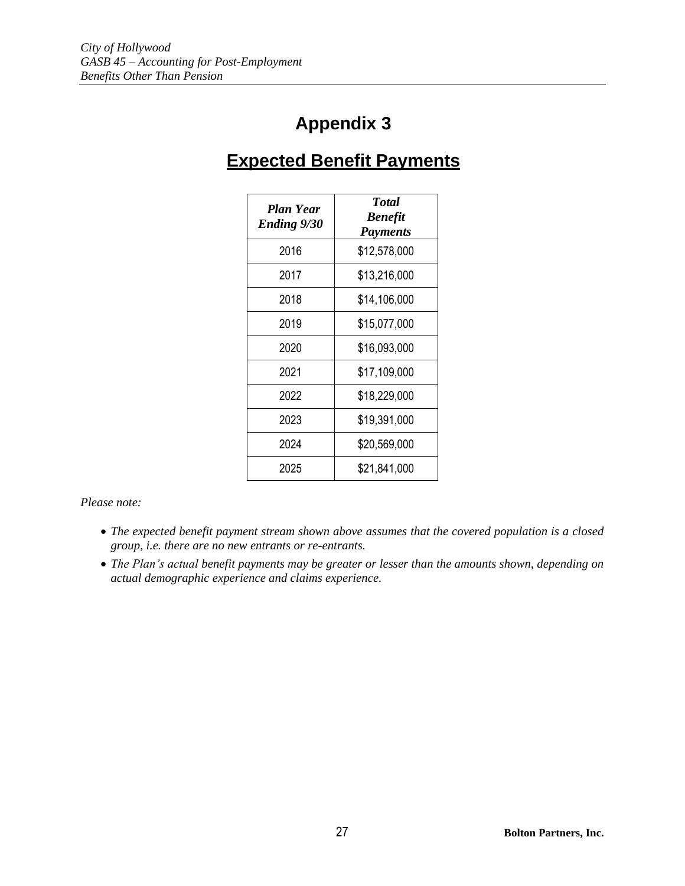# Appendix 3

## Expected Benefit Payments

| *Plan Year Ending 9/30* | *Total Benefit Payments* |
|---|---|
| 2016 | $12,578,000 |
| 2017 | $13,216,000 |
| 2018 | $14,106,000 |
| 2019 | $15,077,000 |
| 2020 | $16,093,000 |
| 2021 | $17,109,000 |
| 2022 | $18,229,000 |
| 2023 | $19,391,000 |
| 2024 | $20,569,000 |
| 2025 | $21,841,000 |

*Please note:*

- *The expected benefit payment stream shown above assumes that the covered population is a closed group, i.e. there are no new entrants or re-entrants.*
- *The Plan's actual benefit payments may be greater or lesser than the amounts shown, depending on actual demographic experience and claims experience.*